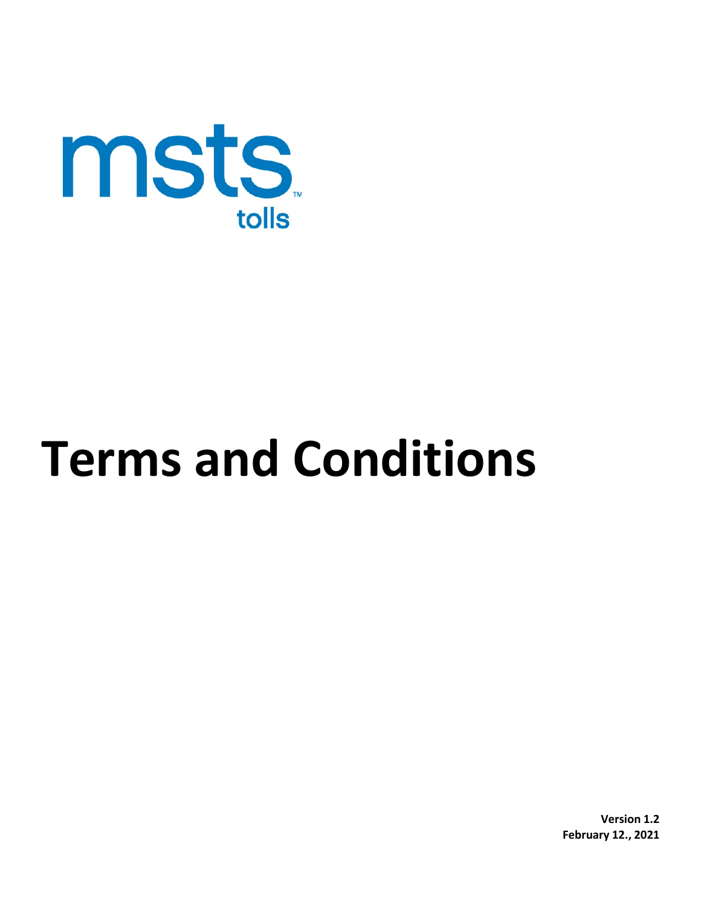msts
tolls

# Terms and Conditions

**Version 1.2**
**February 12., 2021**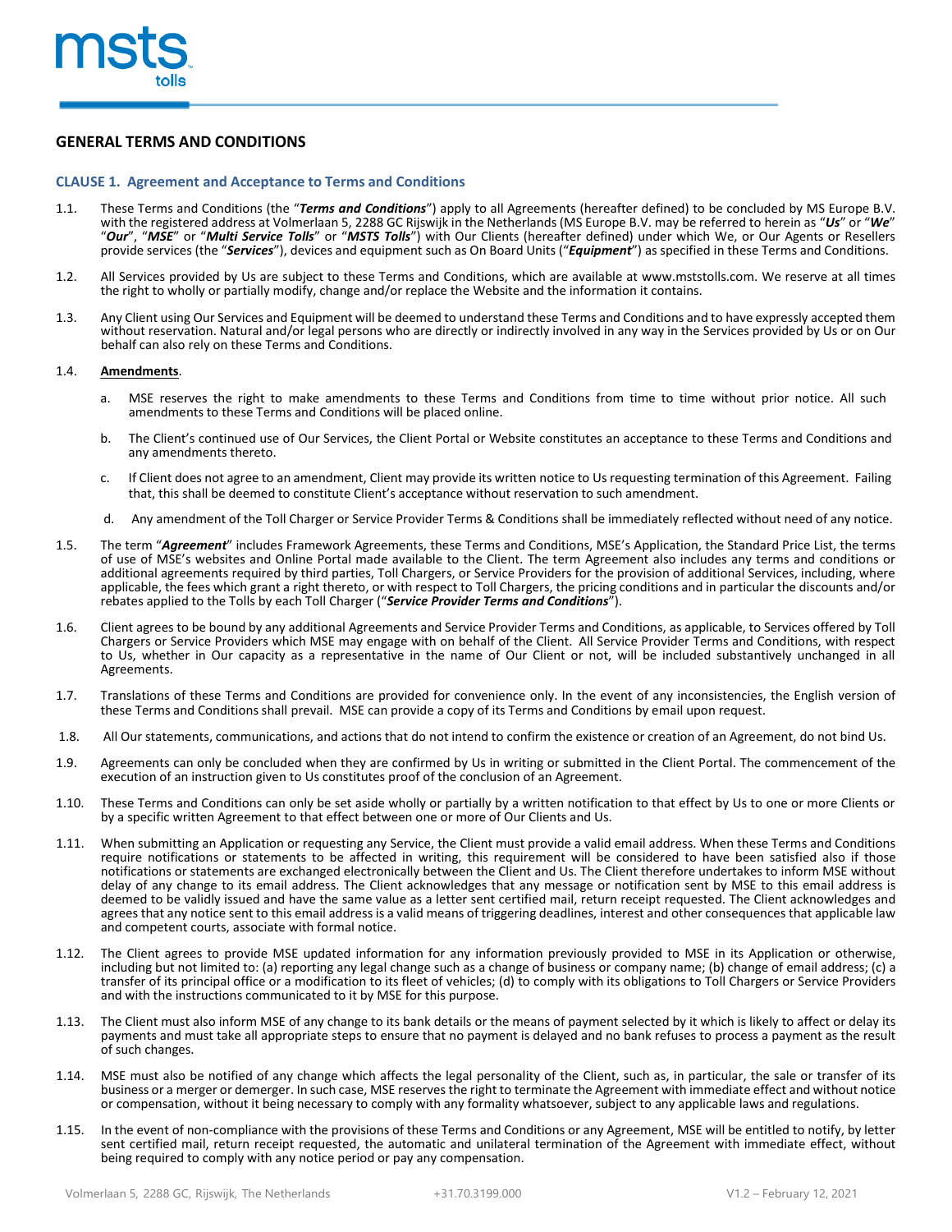## GENERAL TERMS AND CONDITIONS

### CLAUSE 1. Agreement and Acceptance to Terms and Conditions

1.1. These Terms and Conditions (the "***Terms and Conditions***") apply to all Agreements (hereafter defined) to be concluded by MS Europe B.V. with the registered address at Volmerlaan 5, 2288 GC Rijswijk in the Netherlands (MS Europe B.V. may be referred to herein as "***Us***" or "***We***" "***Our***", "***MSE***" or "***Multi Service Tolls***" or "***MSTS Tolls***") with Our Clients (hereafter defined) under which We, or Our Agents or Resellers provide services (the "***Services***"), devices and equipment such as On Board Units ("***Equipment***") as specified in these Terms and Conditions.

1.2. All Services provided by Us are subject to these Terms and Conditions, which are available at www.mststolls.com. We reserve at all times the right to wholly or partially modify, change and/or replace the Website and the information it contains.

1.3. Any Client using Our Services and Equipment will be deemed to understand these Terms and Conditions and to have expressly accepted them without reservation. Natural and/or legal persons who are directly or indirectly involved in any way in the Services provided by Us or on Our behalf can also rely on these Terms and Conditions.

1.4. <u>**Amendments**</u>.

a. MSE reserves the right to make amendments to these Terms and Conditions from time to time without prior notice. All such amendments to these Terms and Conditions will be placed online.

b. The Client's continued use of Our Services, the Client Portal or Website constitutes an acceptance to these Terms and Conditions and any amendments thereto.

c. If Client does not agree to an amendment, Client may provide its written notice to Us requesting termination of this Agreement. Failing that, this shall be deemed to constitute Client's acceptance without reservation to such amendment.

d. Any amendment of the Toll Charger or Service Provider Terms & Conditions shall be immediately reflected without need of any notice.

1.5. The term "***Agreement***" includes Framework Agreements, these Terms and Conditions, MSE's Application, the Standard Price List, the terms of use of MSE's websites and Online Portal made available to the Client. The term Agreement also includes any terms and conditions or additional agreements required by third parties, Toll Chargers, or Service Providers for the provision of additional Services, including, where applicable, the fees which grant a right thereto, or with respect to Toll Chargers, the pricing conditions and in particular the discounts and/or rebates applied to the Tolls by each Toll Charger ("***Service Provider Terms and Conditions***").

1.6. Client agrees to be bound by any additional Agreements and Service Provider Terms and Conditions, as applicable, to Services offered by Toll Chargers or Service Providers which MSE may engage with on behalf of the Client. All Service Provider Terms and Conditions, with respect to Us, whether in Our capacity as a representative in the name of Our Client or not, will be included substantively unchanged in all Agreements.

1.7. Translations of these Terms and Conditions are provided for convenience only. In the event of any inconsistencies, the English version of these Terms and Conditions shall prevail. MSE can provide a copy of its Terms and Conditions by email upon request.

1.8. All Our statements, communications, and actions that do not intend to confirm the existence or creation of an Agreement, do not bind Us.

1.9. Agreements can only be concluded when they are confirmed by Us in writing or submitted in the Client Portal. The commencement of the execution of an instruction given to Us constitutes proof of the conclusion of an Agreement.

1.10. These Terms and Conditions can only be set aside wholly or partially by a written notification to that effect by Us to one or more Clients or by a specific written Agreement to that effect between one or more of Our Clients and Us.

1.11. When submitting an Application or requesting any Service, the Client must provide a valid email address. When these Terms and Conditions require notifications or statements to be affected in writing, this requirement will be considered to have been satisfied also if those notifications or statements are exchanged electronically between the Client and Us. The Client therefore undertakes to inform MSE without delay of any change to its email address. The Client acknowledges that any message or notification sent by MSE to this email address is deemed to be validly issued and have the same value as a letter sent certified mail, return receipt requested. The Client acknowledges and agrees that any notice sent to this email address is a valid means of triggering deadlines, interest and other consequences that applicable law and competent courts, associate with formal notice.

1.12. The Client agrees to provide MSE updated information for any information previously provided to MSE in its Application or otherwise, including but not limited to: (a) reporting any legal change such as a change of business or company name; (b) change of email address; (c) a transfer of its principal office or a modification to its fleet of vehicles; (d) to comply with its obligations to Toll Chargers or Service Providers and with the instructions communicated to it by MSE for this purpose.

1.13. The Client must also inform MSE of any change to its bank details or the means of payment selected by it which is likely to affect or delay its payments and must take all appropriate steps to ensure that no payment is delayed and no bank refuses to process a payment as the result of such changes.

1.14. MSE must also be notified of any change which affects the legal personality of the Client, such as, in particular, the sale or transfer of its business or a merger or demerger. In such case, MSE reserves the right to terminate the Agreement with immediate effect and without notice or compensation, without it being necessary to comply with any formality whatsoever, subject to any applicable laws and regulations.

1.15. In the event of non-compliance with the provisions of these Terms and Conditions or any Agreement, MSE will be entitled to notify, by letter sent certified mail, return receipt requested, the automatic and unilateral termination of the Agreement with immediate effect, without being required to comply with any notice period or pay any compensation.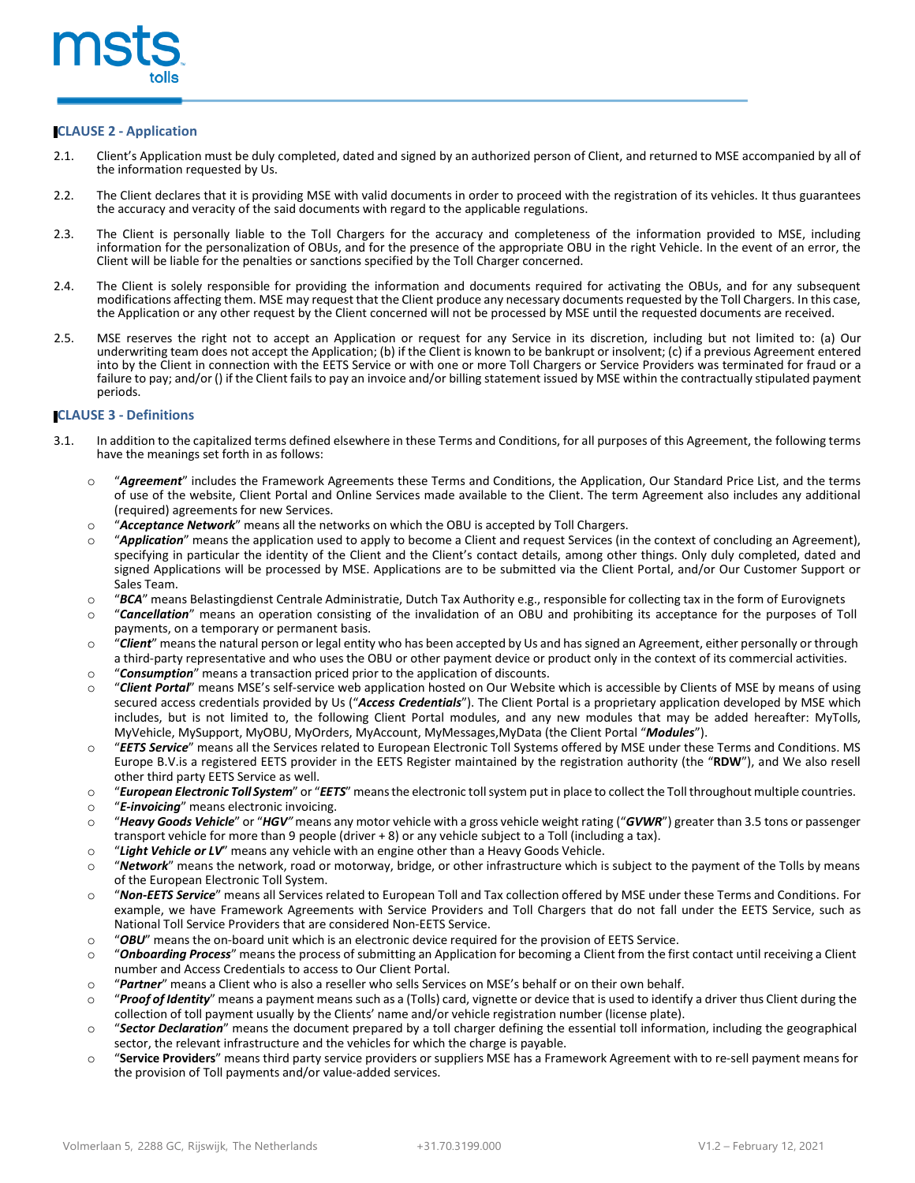## CLAUSE 2 - Application

2.1. Client's Application must be duly completed, dated and signed by an authorized person of Client, and returned to MSE accompanied by all of the information requested by Us.

2.2. The Client declares that it is providing MSE with valid documents in order to proceed with the registration of its vehicles. It thus guarantees the accuracy and veracity of the said documents with regard to the applicable regulations.

2.3. The Client is personally liable to the Toll Chargers for the accuracy and completeness of the information provided to MSE, including information for the personalization of OBUs, and for the presence of the appropriate OBU in the right Vehicle. In the event of an error, the Client will be liable for the penalties or sanctions specified by the Toll Charger concerned.

2.4. The Client is solely responsible for providing the information and documents required for activating the OBUs, and for any subsequent modifications affecting them. MSE may request that the Client produce any necessary documents requested by the Toll Chargers. In this case, the Application or any other request by the Client concerned will not be processed by MSE until the requested documents are received.

2.5. MSE reserves the right not to accept an Application or request for any Service in its discretion, including but not limited to: (a) Our underwriting team does not accept the Application; (b) if the Client is known to be bankrupt or insolvent; (c) if a previous Agreement entered into by the Client in connection with the EETS Service or with one or more Toll Chargers or Service Providers was terminated for fraud or a failure to pay; and/or () if the Client fails to pay an invoice and/or billing statement issued by MSE within the contractually stipulated payment periods.

## CLAUSE 3 - Definitions

3.1. In addition to the capitalized terms defined elsewhere in these Terms and Conditions, for all purposes of this Agreement, the following terms have the meanings set forth in as follows:

- "***Agreement***" includes the Framework Agreements these Terms and Conditions, the Application, Our Standard Price List, and the terms of use of the website, Client Portal and Online Services made available to the Client. The term Agreement also includes any additional (required) agreements for new Services.
- "***Acceptance Network***" means all the networks on which the OBU is accepted by Toll Chargers.
- "***Application***" means the application used to apply to become a Client and request Services (in the context of concluding an Agreement), specifying in particular the identity of the Client and the Client's contact details, among other things. Only duly completed, dated and signed Applications will be processed by MSE. Applications are to be submitted via the Client Portal, and/or Our Customer Support or Sales Team.
- "***BCA***" means Belastingdienst Centrale Administratie, Dutch Tax Authority e.g., responsible for collecting tax in the form of Eurovignets
- "***Cancellation***" means an operation consisting of the invalidation of an OBU and prohibiting its acceptance for the purposes of Toll payments, on a temporary or permanent basis.
- "***Client***" means the natural person or legal entity who has been accepted by Us and has signed an Agreement, either personally or through a third-party representative and who uses the OBU or other payment device or product only in the context of its commercial activities.
- "***Consumption***" means a transaction priced prior to the application of discounts.
- "***Client Portal***" means MSE's self-service web application hosted on Our Website which is accessible by Clients of MSE by means of using secured access credentials provided by Us ("***Access Credentials***"). The Client Portal is a proprietary application developed by MSE which includes, but is not limited to, the following Client Portal modules, and any new modules that may be added hereafter: MyTolls, MyVehicle, MySupport, MyOBU, MyOrders, MyAccount, MyMessages,MyData (the Client Portal "***Modules***").
- "***EETS Service***" means all the Services related to European Electronic Toll Systems offered by MSE under these Terms and Conditions. MS Europe B.V.is a registered EETS provider in the EETS Register maintained by the registration authority (the "**RDW**"), and We also resell other third party EETS Service as well.
- "***European Electronic Toll System***" or "***EETS***" means the electronic toll system put in place to collect the Toll throughout multiple countries.
- "***E-invoicing***" means electronic invoicing.
- "***Heavy Goods Vehicle***" or "***HGV***" means any motor vehicle with a gross vehicle weight rating ("***GVWR***") greater than 3.5 tons or passenger transport vehicle for more than 9 people (driver + 8) or any vehicle subject to a Toll (including a tax).
- "***Light Vehicle or LV***" means any vehicle with an engine other than a Heavy Goods Vehicle.
- "***Network***" means the network, road or motorway, bridge, or other infrastructure which is subject to the payment of the Tolls by means of the European Electronic Toll System.
- "***Non-EETS Service***" means all Services related to European Toll and Tax collection offered by MSE under these Terms and Conditions. For example, we have Framework Agreements with Service Providers and Toll Chargers that do not fall under the EETS Service, such as National Toll Service Providers that are considered Non-EETS Service.
- "***OBU***" means the on-board unit which is an electronic device required for the provision of EETS Service.
- "***Onboarding Process***" means the process of submitting an Application for becoming a Client from the first contact until receiving a Client number and Access Credentials to access to Our Client Portal.
- "***Partner***" means a Client who is also a reseller who sells Services on MSE's behalf or on their own behalf.
- "***Proof of Identity***" means a payment means such as a (Tolls) card, vignette or device that is used to identify a driver thus Client during the collection of toll payment usually by the Clients' name and/or vehicle registration number (license plate).
- "***Sector Declaration***" means the document prepared by a toll charger defining the essential toll information, including the geographical sector, the relevant infrastructure and the vehicles for which the charge is payable.
- "**Service Providers**" means third party service providers or suppliers MSE has a Framework Agreement with to re-sell payment means for the provision of Toll payments and/or value-added services.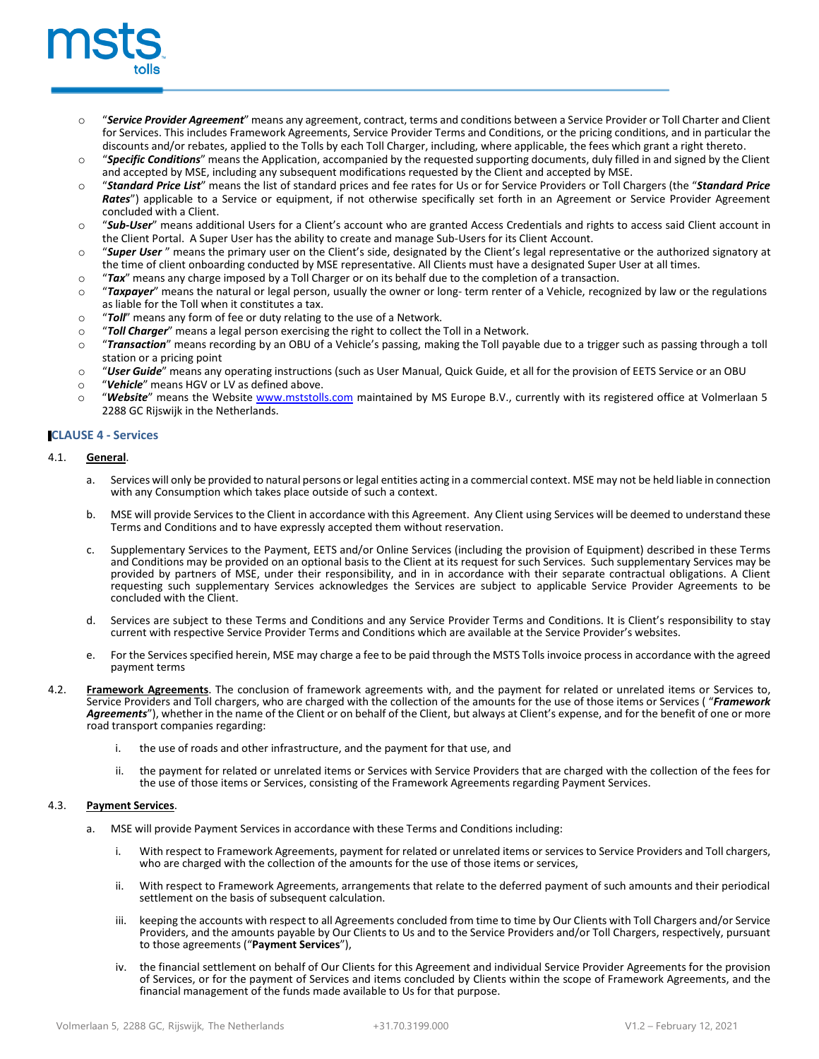- "***Service Provider Agreement***" means any agreement, contract, terms and conditions between a Service Provider or Toll Charter and Client for Services. This includes Framework Agreements, Service Provider Terms and Conditions, or the pricing conditions, and in particular the discounts and/or rebates, applied to the Tolls by each Toll Charger, including, where applicable, the fees which grant a right thereto.
- "***Specific Conditions***" means the Application, accompanied by the requested supporting documents, duly filled in and signed by the Client and accepted by MSE, including any subsequent modifications requested by the Client and accepted by MSE.
- "***Standard Price List***" means the list of standard prices and fee rates for Us or for Service Providers or Toll Chargers (the "***Standard Price Rates***") applicable to a Service or equipment, if not otherwise specifically set forth in an Agreement or Service Provider Agreement concluded with a Client.
- "***Sub-User***" means additional Users for a Client's account who are granted Access Credentials and rights to access said Client account in the Client Portal. A Super User has the ability to create and manage Sub-Users for its Client Account.
- "***Super User*** " means the primary user on the Client's side, designated by the Client's legal representative or the authorized signatory at the time of client onboarding conducted by MSE representative. All Clients must have a designated Super User at all times.
- "***Tax***" means any charge imposed by a Toll Charger or on its behalf due to the completion of a transaction.
- "***Taxpayer***" means the natural or legal person, usually the owner or long- term renter of a Vehicle, recognized by law or the regulations as liable for the Toll when it constitutes a tax.
- "***Toll***" means any form of fee or duty relating to the use of a Network.
- "***Toll Charger***" means a legal person exercising the right to collect the Toll in a Network.
- "***Transaction***" means recording by an OBU of a Vehicle's passing, making the Toll payable due to a trigger such as passing through a toll station or a pricing point
- "***User Guide***" means any operating instructions (such as User Manual, Quick Guide, et all for the provision of EETS Service or an OBU
- "***Vehicle***" means HGV or LV as defined above.
- "***Website***" means the Website www.mststolls.com maintained by MS Europe B.V., currently with its registered office at Volmerlaan 5 2288 GC Rijswijk in the Netherlands.

## CLAUSE 4 - Services

4.1. **General**.

a. Services will only be provided to natural persons or legal entities acting in a commercial context. MSE may not be held liable in connection with any Consumption which takes place outside of such a context.

b. MSE will provide Services to the Client in accordance with this Agreement. Any Client using Services will be deemed to understand these Terms and Conditions and to have expressly accepted them without reservation.

c. Supplementary Services to the Payment, EETS and/or Online Services (including the provision of Equipment) described in these Terms and Conditions may be provided on an optional basis to the Client at its request for such Services. Such supplementary Services may be provided by partners of MSE, under their responsibility, and in in accordance with their separate contractual obligations. A Client requesting such supplementary Services acknowledges the Services are subject to applicable Service Provider Agreements to be concluded with the Client.

d. Services are subject to these Terms and Conditions and any Service Provider Terms and Conditions. It is Client's responsibility to stay current with respective Service Provider Terms and Conditions which are available at the Service Provider's websites.

e. For the Services specified herein, MSE may charge a fee to be paid through the MSTS Tolls invoice process in accordance with the agreed payment terms

4.2. **Framework Agreements**. The conclusion of framework agreements with, and the payment for related or unrelated items or Services to, Service Providers and Toll chargers, who are charged with the collection of the amounts for the use of those items or Services ( "***Framework Agreements***"), whether in the name of the Client or on behalf of the Client, but always at Client's expense, and for the benefit of one or more road transport companies regarding:

i. the use of roads and other infrastructure, and the payment for that use, and

ii. the payment for related or unrelated items or Services with Service Providers that are charged with the collection of the fees for the use of those items or Services, consisting of the Framework Agreements regarding Payment Services.

4.3. **Payment Services**.

a. MSE will provide Payment Services in accordance with these Terms and Conditions including:

i. With respect to Framework Agreements, payment for related or unrelated items or services to Service Providers and Toll chargers, who are charged with the collection of the amounts for the use of those items or services,

ii. With respect to Framework Agreements, arrangements that relate to the deferred payment of such amounts and their periodical settlement on the basis of subsequent calculation.

iii. keeping the accounts with respect to all Agreements concluded from time to time by Our Clients with Toll Chargers and/or Service Providers, and the amounts payable by Our Clients to Us and to the Service Providers and/or Toll Chargers, respectively, pursuant to those agreements ("**Payment Services**"),

iv. the financial settlement on behalf of Our Clients for this Agreement and individual Service Provider Agreements for the provision of Services, or for the payment of Services and items concluded by Clients within the scope of Framework Agreements, and the financial management of the funds made available to Us for that purpose.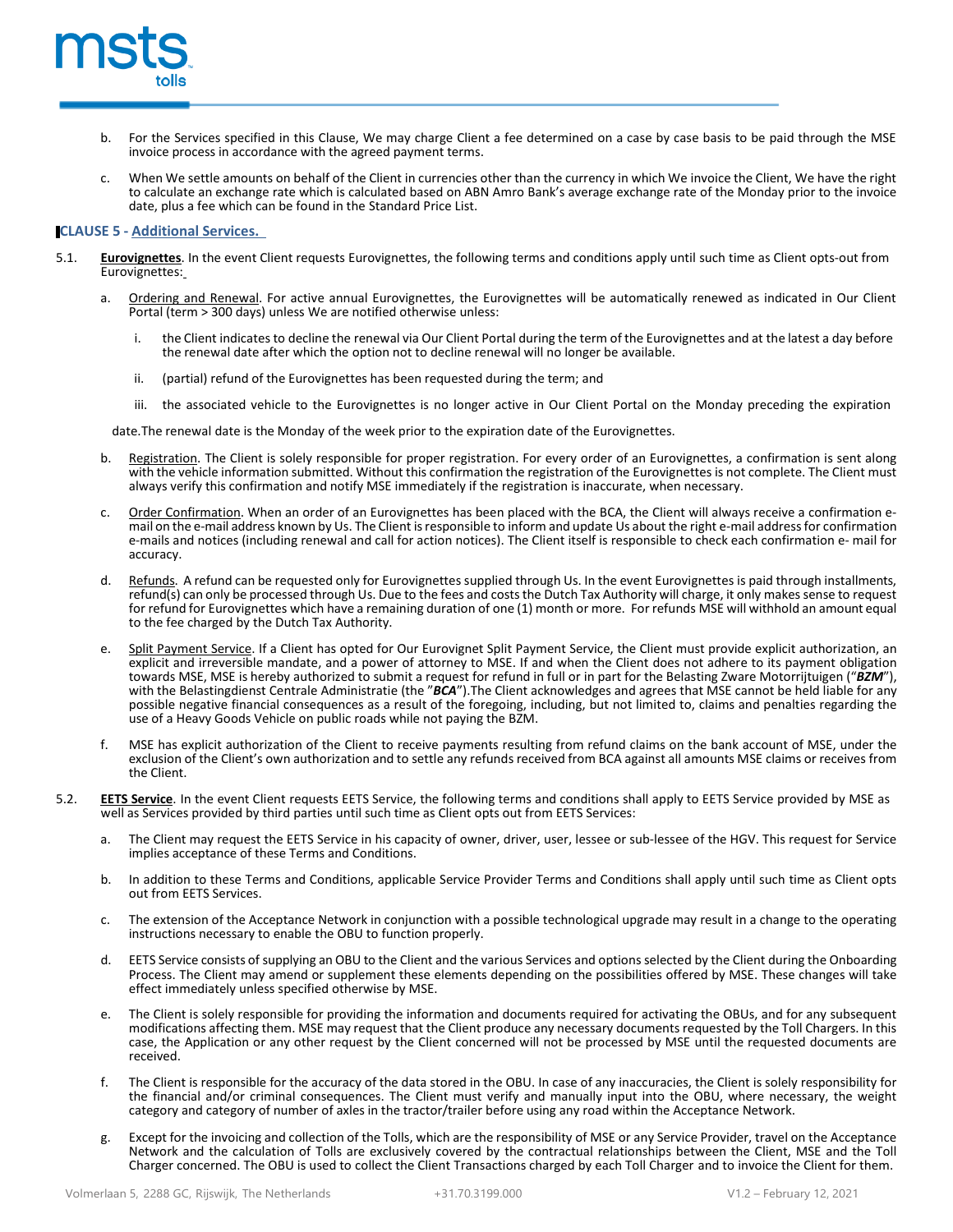b. For the Services specified in this Clause, We may charge Client a fee determined on a case by case basis to be paid through the MSE invoice process in accordance with the agreed payment terms.

c. When We settle amounts on behalf of the Client in currencies other than the currency in which We invoice the Client, We have the right to calculate an exchange rate which is calculated based on ABN Amro Bank's average exchange rate of the Monday prior to the invoice date, plus a fee which can be found in the Standard Price List.

## CLAUSE 5 - Additional Services.

5.1. **Eurovignettes**. In the event Client requests Eurovignettes, the following terms and conditions apply until such time as Client opts-out from Eurovignettes:

a. Ordering and Renewal. For active annual Eurovignettes, the Eurovignettes will be automatically renewed as indicated in Our Client Portal (term > 300 days) unless We are notified otherwise unless:

i. the Client indicates to decline the renewal via Our Client Portal during the term of the Eurovignettes and at the latest a day before the renewal date after which the option not to decline renewal will no longer be available.

ii. (partial) refund of the Eurovignettes has been requested during the term; and

iii. the associated vehicle to the Eurovignettes is no longer active in Our Client Portal on the Monday preceding the expiration date. The renewal date is the Monday of the week prior to the expiration date of the Eurovignettes.

b. Registration. The Client is solely responsible for proper registration. For every order of an Eurovignettes, a confirmation is sent along with the vehicle information submitted. Without this confirmation the registration of the Eurovignettes is not complete. The Client must always verify this confirmation and notify MSE immediately if the registration is inaccurate, when necessary.

c. Order Confirmation. When an order of an Eurovignettes has been placed with the BCA, the Client will always receive a confirmation e-mail on the e-mail address known by Us. The Client is responsible to inform and update Us about the right e-mail address for confirmation e-mails and notices (including renewal and call for action notices). The Client itself is responsible to check each confirmation e- mail for accuracy.

d. Refunds. A refund can be requested only for Eurovignettes supplied through Us. In the event Eurovignettes is paid through installments, refund(s) can only be processed through Us. Due to the fees and costs the Dutch Tax Authority will charge, it only makes sense to request for refund for Eurovignettes which have a remaining duration of one (1) month or more. For refunds MSE will withhold an amount equal to the fee charged by the Dutch Tax Authority.

e. Split Payment Service. If a Client has opted for Our Eurovignet Split Payment Service, the Client must provide explicit authorization, an explicit and irreversible mandate, and a power of attorney to MSE. If and when the Client does not adhere to its payment obligation towards MSE, MSE is hereby authorized to submit a request for refund in full or in part for the Belasting Zware Motorrijtuigen ("***BZM***"), with the Belastingdienst Centrale Administratie (the "***BCA***"). The Client acknowledges and agrees that MSE cannot be held liable for any possible negative financial consequences as a result of the foregoing, including, but not limited to, claims and penalties regarding the use of a Heavy Goods Vehicle on public roads while not paying the BZM.

f. MSE has explicit authorization of the Client to receive payments resulting from refund claims on the bank account of MSE, under the exclusion of the Client's own authorization and to settle any refunds received from BCA against all amounts MSE claims or receives from the Client.

5.2. **EETS Service**. In the event Client requests EETS Service, the following terms and conditions shall apply to EETS Service provided by MSE as well as Services provided by third parties until such time as Client opts out from EETS Services:

a. The Client may request the EETS Service in his capacity of owner, driver, user, lessee or sub-lessee of the HGV. This request for Service implies acceptance of these Terms and Conditions.

b. In addition to these Terms and Conditions, applicable Service Provider Terms and Conditions shall apply until such time as Client opts out from EETS Services.

c. The extension of the Acceptance Network in conjunction with a possible technological upgrade may result in a change to the operating instructions necessary to enable the OBU to function properly.

d. EETS Service consists of supplying an OBU to the Client and the various Services and options selected by the Client during the Onboarding Process. The Client may amend or supplement these elements depending on the possibilities offered by MSE. These changes will take effect immediately unless specified otherwise by MSE.

e. The Client is solely responsible for providing the information and documents required for activating the OBUs, and for any subsequent modifications affecting them. MSE may request that the Client produce any necessary documents requested by the Toll Chargers. In this case, the Application or any other request by the Client concerned will not be processed by MSE until the requested documents are received.

f. The Client is responsible for the accuracy of the data stored in the OBU. In case of any inaccuracies, the Client is solely responsibility for the financial and/or criminal consequences. The Client must verify and manually input into the OBU, where necessary, the weight category and category of number of axles in the tractor/trailer before using any road within the Acceptance Network.

g. Except for the invoicing and collection of the Tolls, which are the responsibility of MSE or any Service Provider, travel on the Acceptance Network and the calculation of Tolls are exclusively covered by the contractual relationships between the Client, MSE and the Toll Charger concerned. The OBU is used to collect the Client Transactions charged by each Toll Charger and to invoice the Client for them.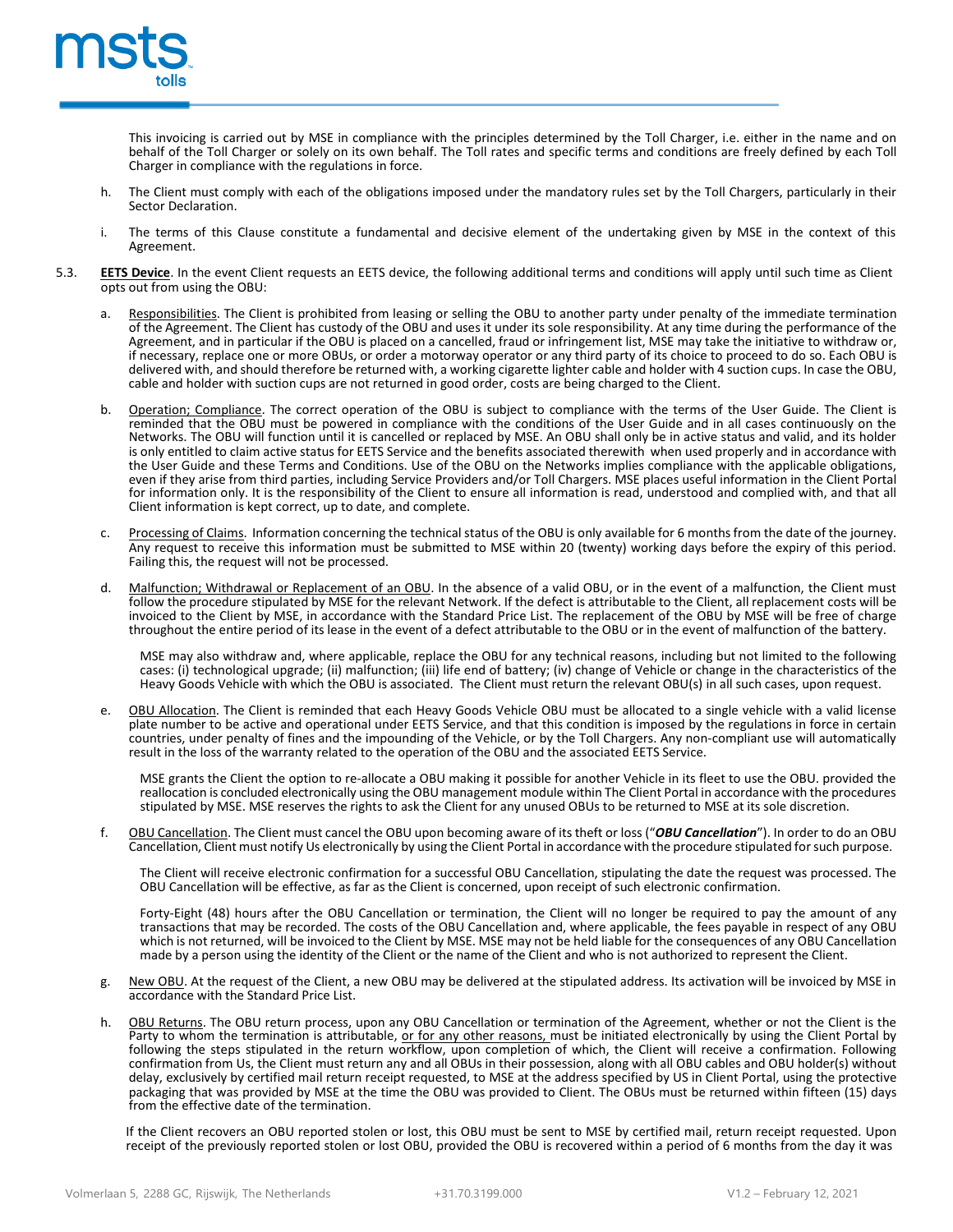This invoicing is carried out by MSE in compliance with the principles determined by the Toll Charger, i.e. either in the name and on behalf of the Toll Charger or solely on its own behalf. The Toll rates and specific terms and conditions are freely defined by each Toll Charger in compliance with the regulations in force.

h. The Client must comply with each of the obligations imposed under the mandatory rules set by the Toll Chargers, particularly in their Sector Declaration.

i. The terms of this Clause constitute a fundamental and decisive element of the undertaking given by MSE in the context of this Agreement.

5.3. **EETS Device**. In the event Client requests an EETS device, the following additional terms and conditions will apply until such time as Client opts out from using the OBU:

a. Responsibilities. The Client is prohibited from leasing or selling the OBU to another party under penalty of the immediate termination of the Agreement. The Client has custody of the OBU and uses it under its sole responsibility. At any time during the performance of the Agreement, and in particular if the OBU is placed on a cancelled, fraud or infringement list, MSE may take the initiative to withdraw or, if necessary, replace one or more OBUs, or order a motorway operator or any third party of its choice to proceed to do so. Each OBU is delivered with, and should therefore be returned with, a working cigarette lighter cable and holder with 4 suction cups. In case the OBU, cable and holder with suction cups are not returned in good order, costs are being charged to the Client.

b. Operation; Compliance. The correct operation of the OBU is subject to compliance with the terms of the User Guide. The Client is reminded that the OBU must be powered in compliance with the conditions of the User Guide and in all cases continuously on the Networks. The OBU will function until it is cancelled or replaced by MSE. An OBU shall only be in active status and valid, and its holder is only entitled to claim active status for EETS Service and the benefits associated therewith when used properly and in accordance with the User Guide and these Terms and Conditions. Use of the OBU on the Networks implies compliance with the applicable obligations, even if they arise from third parties, including Service Providers and/or Toll Chargers. MSE places useful information in the Client Portal for information only. It is the responsibility of the Client to ensure all information is read, understood and complied with, and that all Client information is kept correct, up to date, and complete.

c. Processing of Claims. Information concerning the technical status of the OBU is only available for 6 months from the date of the journey. Any request to receive this information must be submitted to MSE within 20 (twenty) working days before the expiry of this period. Failing this, the request will not be processed.

d. Malfunction; Withdrawal or Replacement of an OBU. In the absence of a valid OBU, or in the event of a malfunction, the Client must follow the procedure stipulated by MSE for the relevant Network. If the defect is attributable to the Client, all replacement costs will be invoiced to the Client by MSE, in accordance with the Standard Price List. The replacement of the OBU by MSE will be free of charge throughout the entire period of its lease in the event of a defect attributable to the OBU or in the event of malfunction of the battery.

   MSE may also withdraw and, where applicable, replace the OBU for any technical reasons, including but not limited to the following cases: (i) technological upgrade; (ii) malfunction; (iii) life end of battery; (iv) change of Vehicle or change in the characteristics of the Heavy Goods Vehicle with which the OBU is associated. The Client must return the relevant OBU(s) in all such cases, upon request.

e. OBU Allocation. The Client is reminded that each Heavy Goods Vehicle OBU must be allocated to a single vehicle with a valid license plate number to be active and operational under EETS Service, and that this condition is imposed by the regulations in force in certain countries, under penalty of fines and the impounding of the Vehicle, or by the Toll Chargers. Any non-compliant use will automatically result in the loss of the warranty related to the operation of the OBU and the associated EETS Service.

   MSE grants the Client the option to re-allocate a OBU making it possible for another Vehicle in its fleet to use the OBU. provided the reallocation is concluded electronically using the OBU management module within The Client Portal in accordance with the procedures stipulated by MSE. MSE reserves the rights to ask the Client for any unused OBUs to be returned to MSE at its sole discretion.

f. OBU Cancellation. The Client must cancel the OBU upon becoming aware of its theft or loss ("***OBU Cancellation***"). In order to do an OBU Cancellation, Client must notify Us electronically by using the Client Portal in accordance with the procedure stipulated for such purpose.

   The Client will receive electronic confirmation for a successful OBU Cancellation, stipulating the date the request was processed. The OBU Cancellation will be effective, as far as the Client is concerned, upon receipt of such electronic confirmation.

   Forty-Eight (48) hours after the OBU Cancellation or termination, the Client will no longer be required to pay the amount of any transactions that may be recorded. The costs of the OBU Cancellation and, where applicable, the fees payable in respect of any OBU which is not returned, will be invoiced to the Client by MSE. MSE may not be held liable for the consequences of any OBU Cancellation made by a person using the identity of the Client or the name of the Client and who is not authorized to represent the Client.

g. New OBU. At the request of the Client, a new OBU may be delivered at the stipulated address. Its activation will be invoiced by MSE in accordance with the Standard Price List.

h. OBU Returns. The OBU return process, upon any OBU Cancellation or termination of the Agreement, whether or not the Client is the Party to whom the termination is attributable, or for any other reasons, must be initiated electronically by using the Client Portal by following the steps stipulated in the return workflow, upon completion of which, the Client will receive a confirmation. Following confirmation from Us, the Client must return any and all OBUs in their possession, along with all OBU cables and OBU holder(s) without delay, exclusively by certified mail return receipt requested, to MSE at the address specified by US in Client Portal, using the protective packaging that was provided by MSE at the time the OBU was provided to Client. The OBUs must be returned within fifteen (15) days from the effective date of the termination.

   If the Client recovers an OBU reported stolen or lost, this OBU must be sent to MSE by certified mail, return receipt requested. Upon receipt of the previously reported stolen or lost OBU, provided the OBU is recovered within a period of 6 months from the day it was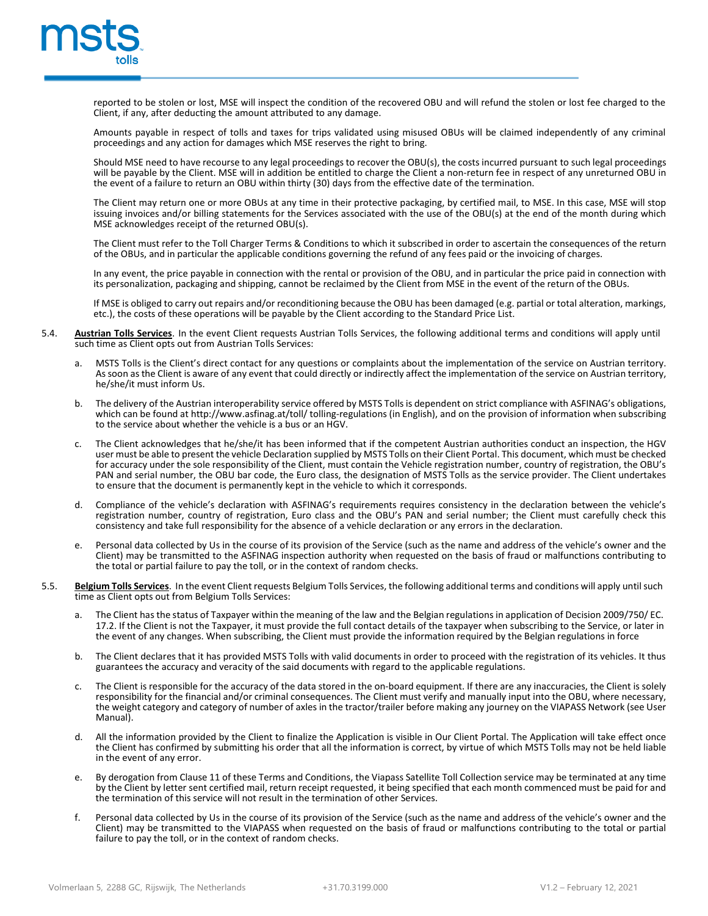reported to be stolen or lost, MSE will inspect the condition of the recovered OBU and will refund the stolen or lost fee charged to the Client, if any, after deducting the amount attributed to any damage.

Amounts payable in respect of tolls and taxes for trips validated using misused OBUs will be claimed independently of any criminal proceedings and any action for damages which MSE reserves the right to bring.

Should MSE need to have recourse to any legal proceedings to recover the OBU(s), the costs incurred pursuant to such legal proceedings will be payable by the Client. MSE will in addition be entitled to charge the Client a non-return fee in respect of any unreturned OBU in the event of a failure to return an OBU within thirty (30) days from the effective date of the termination.

The Client may return one or more OBUs at any time in their protective packaging, by certified mail, to MSE. In this case, MSE will stop issuing invoices and/or billing statements for the Services associated with the use of the OBU(s) at the end of the month during which MSE acknowledges receipt of the returned OBU(s).

The Client must refer to the Toll Charger Terms & Conditions to which it subscribed in order to ascertain the consequences of the return of the OBUs, and in particular the applicable conditions governing the refund of any fees paid or the invoicing of charges.

In any event, the price payable in connection with the rental or provision of the OBU, and in particular the price paid in connection with its personalization, packaging and shipping, cannot be reclaimed by the Client from MSE in the event of the return of the OBUs.

If MSE is obliged to carry out repairs and/or reconditioning because the OBU has been damaged (e.g. partial or total alteration, markings, etc.), the costs of these operations will be payable by the Client according to the Standard Price List.

5.4. **Austrian Tolls Services**. In the event Client requests Austrian Tolls Services, the following additional terms and conditions will apply until such time as Client opts out from Austrian Tolls Services:

a. MSTS Tolls is the Client's direct contact for any questions or complaints about the implementation of the service on Austrian territory. As soon as the Client is aware of any event that could directly or indirectly affect the implementation of the service on Austrian territory, he/she/it must inform Us.

b. The delivery of the Austrian interoperability service offered by MSTS Tolls is dependent on strict compliance with ASFINAG's obligations, which can be found at http://www.asfinag.at/toll/ tolling-regulations (in English), and on the provision of information when subscribing to the service about whether the vehicle is a bus or an HGV.

c. The Client acknowledges that he/she/it has been informed that if the competent Austrian authorities conduct an inspection, the HGV user must be able to present the vehicle Declaration supplied by MSTS Tolls on their Client Portal. This document, which must be checked for accuracy under the sole responsibility of the Client, must contain the Vehicle registration number, country of registration, the OBU's PAN and serial number, the OBU bar code, the Euro class, the designation of MSTS Tolls as the service provider. The Client undertakes to ensure that the document is permanently kept in the vehicle to which it corresponds.

d. Compliance of the vehicle's declaration with ASFINAG's requirements requires consistency in the declaration between the vehicle's registration number, country of registration, Euro class and the OBU's PAN and serial number; the Client must carefully check this consistency and take full responsibility for the absence of a vehicle declaration or any errors in the declaration.

e. Personal data collected by Us in the course of its provision of the Service (such as the name and address of the vehicle's owner and the Client) may be transmitted to the ASFINAG inspection authority when requested on the basis of fraud or malfunctions contributing to the total or partial failure to pay the toll, or in the context of random checks.

5.5. **Belgium Tolls Services**. In the event Client requests Belgium Tolls Services, the following additional terms and conditions will apply until such time as Client opts out from Belgium Tolls Services:

a. The Client has the status of Taxpayer within the meaning of the law and the Belgian regulations in application of Decision 2009/750/ EC. 17.2. If the Client is not the Taxpayer, it must provide the full contact details of the taxpayer when subscribing to the Service, or later in the event of any changes. When subscribing, the Client must provide the information required by the Belgian regulations in force

b. The Client declares that it has provided MSTS Tolls with valid documents in order to proceed with the registration of its vehicles. It thus guarantees the accuracy and veracity of the said documents with regard to the applicable regulations.

c. The Client is responsible for the accuracy of the data stored in the on-board equipment. If there are any inaccuracies, the Client is solely responsibility for the financial and/or criminal consequences. The Client must verify and manually input into the OBU, where necessary, the weight category and category of number of axles in the tractor/trailer before making any journey on the VIAPASS Network (see User Manual).

d. All the information provided by the Client to finalize the Application is visible in Our Client Portal. The Application will take effect once the Client has confirmed by submitting his order that all the information is correct, by virtue of which MSTS Tolls may not be held liable in the event of any error.

e. By derogation from Clause 11 of these Terms and Conditions, the Viapass Satellite Toll Collection service may be terminated at any time by the Client by letter sent certified mail, return receipt requested, it being specified that each month commenced must be paid for and the termination of this service will not result in the termination of other Services.

f. Personal data collected by Us in the course of its provision of the Service (such as the name and address of the vehicle's owner and the Client) may be transmitted to the VIAPASS when requested on the basis of fraud or malfunctions contributing to the total or partial failure to pay the toll, or in the context of random checks.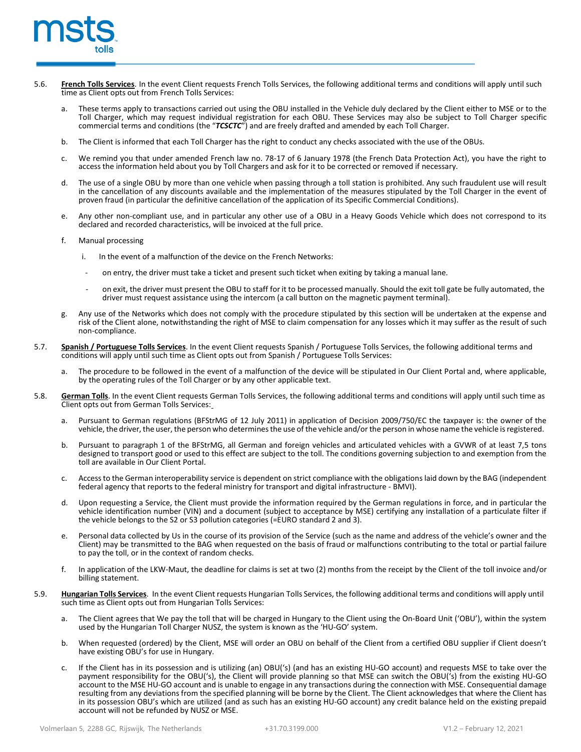5.6. **French Tolls Services**. In the event Client requests French Tolls Services, the following additional terms and conditions will apply until such time as Client opts out from French Tolls Services:

a. These terms apply to transactions carried out using the OBU installed in the Vehicle duly declared by the Client either to MSE or to the Toll Charger, which may request individual registration for each OBU. These Services may also be subject to Toll Charger specific commercial terms and conditions (the "***TCSCTC***") and are freely drafted and amended by each Toll Charger.

b. The Client is informed that each Toll Charger has the right to conduct any checks associated with the use of the OBUs.

c. We remind you that under amended French law no. 78-17 of 6 January 1978 (the French Data Protection Act), you have the right to access the information held about you by Toll Chargers and ask for it to be corrected or removed if necessary.

d. The use of a single OBU by more than one vehicle when passing through a toll station is prohibited. Any such fraudulent use will result in the cancellation of any discounts available and the implementation of the measures stipulated by the Toll Charger in the event of proven fraud (in particular the definitive cancellation of the application of its Specific Commercial Conditions).

e. Any other non-compliant use, and in particular any other use of a OBU in a Heavy Goods Vehicle which does not correspond to its declared and recorded characteristics, will be invoiced at the full price.

f. Manual processing

i. In the event of a malfunction of the device on the French Networks:

- on entry, the driver must take a ticket and present such ticket when exiting by taking a manual lane.
- on exit, the driver must present the OBU to staff for it to be processed manually. Should the exit toll gate be fully automated, the driver must request assistance using the intercom (a call button on the magnetic payment terminal).

g. Any use of the Networks which does not comply with the procedure stipulated by this section will be undertaken at the expense and risk of the Client alone, notwithstanding the right of MSE to claim compensation for any losses which it may suffer as the result of such non-compliance.

5.7. **Spanish / Portuguese Tolls Services**. In the event Client requests Spanish / Portuguese Tolls Services, the following additional terms and conditions will apply until such time as Client opts out from Spanish / Portuguese Tolls Services:

a. The procedure to be followed in the event of a malfunction of the device will be stipulated in Our Client Portal and, where applicable, by the operating rules of the Toll Charger or by any other applicable text.

5.8. **German Tolls**. In the event Client requests German Tolls Services, the following additional terms and conditions will apply until such time as Client opts out from German Tolls Services:

a. Pursuant to German regulations (BFStrMG of 12 July 2011) in application of Decision 2009/750/EC the taxpayer is: the owner of the vehicle, the driver, the user, the person who determines the use of the vehicle and/or the person in whose name the vehicle is registered.

b. Pursuant to paragraph 1 of the BFStrMG, all German and foreign vehicles and articulated vehicles with a GVWR of at least 7,5 tons designed to transport good or used to this effect are subject to the toll. The conditions governing subjection to and exemption from the toll are available in Our Client Portal.

c. Access to the German interoperability service is dependent on strict compliance with the obligations laid down by the BAG (independent federal agency that reports to the federal ministry for transport and digital infrastructure - BMVI).

d. Upon requesting a Service, the Client must provide the information required by the German regulations in force, and in particular the vehicle identification number (VIN) and a document (subject to acceptance by MSE) certifying any installation of a particulate filter if the vehicle belongs to the S2 or S3 pollution categories (=EURO standard 2 and 3).

e. Personal data collected by Us in the course of its provision of the Service (such as the name and address of the vehicle's owner and the Client) may be transmitted to the BAG when requested on the basis of fraud or malfunctions contributing to the total or partial failure to pay the toll, or in the context of random checks.

f. In application of the LKW-Maut, the deadline for claims is set at two (2) months from the receipt by the Client of the toll invoice and/or billing statement.

5.9. **Hungarian Tolls Services**. In the event Client requests Hungarian Tolls Services, the following additional terms and conditions will apply until such time as Client opts out from Hungarian Tolls Services:

a. The Client agrees that We pay the toll that will be charged in Hungary to the Client using the On-Board Unit ('OBU'), within the system used by the Hungarian Toll Charger NUSZ, the system is known as the 'HU-GO' system.

b. When requested (ordered) by the Client, MSE will order an OBU on behalf of the Client from a certified OBU supplier if Client doesn't have existing OBU's for use in Hungary.

c. If the Client has in its possession and is utilizing (an) OBU('s) (and has an existing HU-GO account) and requests MSE to take over the payment responsibility for the OBU('s), the Client will provide planning so that MSE can switch the OBU('s) from the existing HU-GO account to the MSE HU-GO account and is unable to engage in any transactions during the connection with MSE. Consequential damage resulting from any deviations from the specified planning will be borne by the Client. The Client acknowledges that where the Client has in its possession OBU's which are utilized (and as such has an existing HU-GO account) any credit balance held on the existing prepaid account will not be refunded by NUSZ or MSE.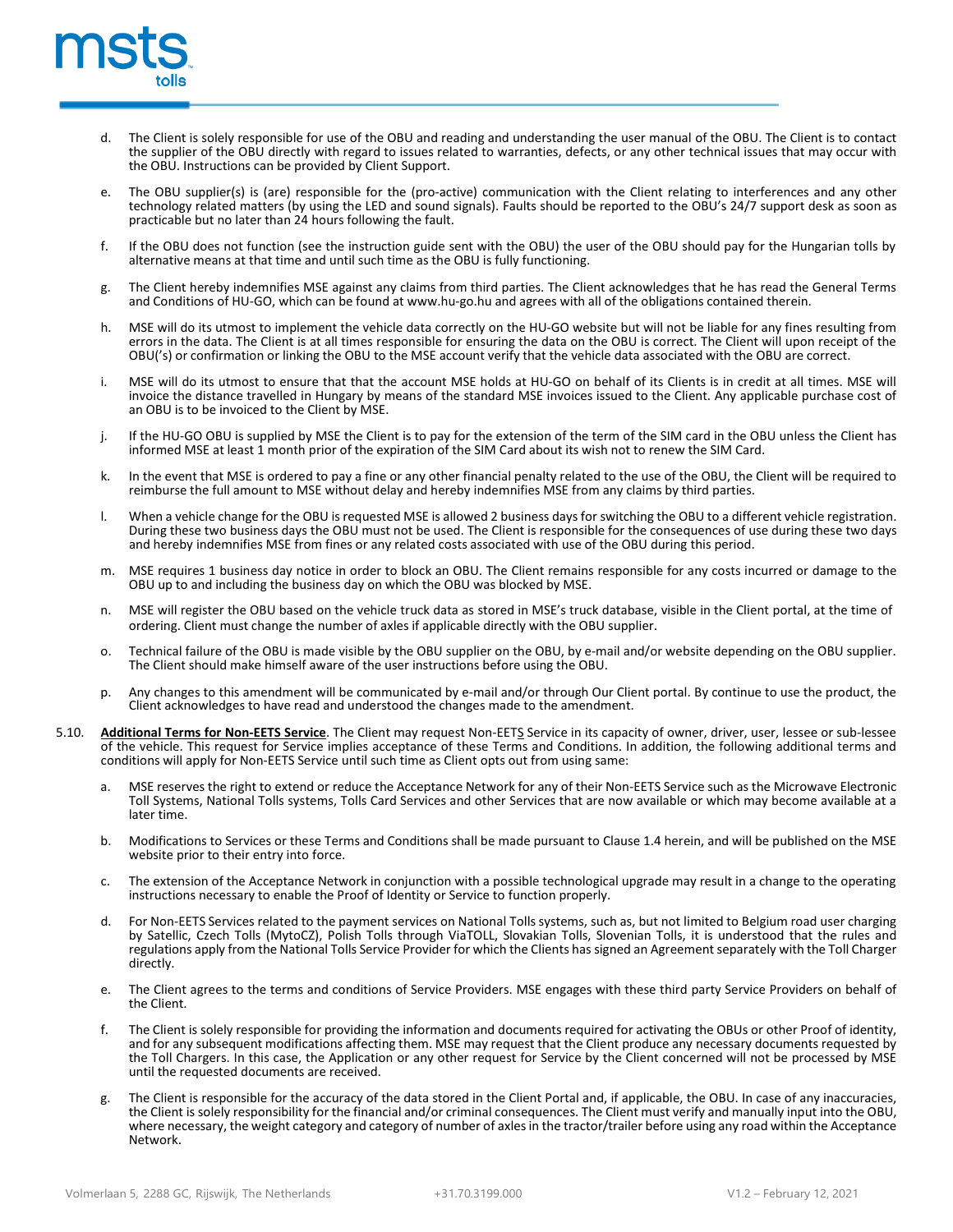d. The Client is solely responsible for use of the OBU and reading and understanding the user manual of the OBU. The Client is to contact the supplier of the OBU directly with regard to issues related to warranties, defects, or any other technical issues that may occur with the OBU. Instructions can be provided by Client Support.

e. The OBU supplier(s) is (are) responsible for the (pro-active) communication with the Client relating to interferences and any other technology related matters (by using the LED and sound signals). Faults should be reported to the OBU's 24/7 support desk as soon as practicable but no later than 24 hours following the fault.

f. If the OBU does not function (see the instruction guide sent with the OBU) the user of the OBU should pay for the Hungarian tolls by alternative means at that time and until such time as the OBU is fully functioning.

g. The Client hereby indemnifies MSE against any claims from third parties. The Client acknowledges that he has read the General Terms and Conditions of HU-GO, which can be found at www.hu-go.hu and agrees with all of the obligations contained therein.

h. MSE will do its utmost to implement the vehicle data correctly on the HU-GO website but will not be liable for any fines resulting from errors in the data. The Client is at all times responsible for ensuring the data on the OBU is correct. The Client will upon receipt of the OBU('s) or confirmation or linking the OBU to the MSE account verify that the vehicle data associated with the OBU are correct.

i. MSE will do its utmost to ensure that that the account MSE holds at HU-GO on behalf of its Clients is in credit at all times. MSE will invoice the distance travelled in Hungary by means of the standard MSE invoices issued to the Client. Any applicable purchase cost of an OBU is to be invoiced to the Client by MSE.

j. If the HU-GO OBU is supplied by MSE the Client is to pay for the extension of the term of the SIM card in the OBU unless the Client has informed MSE at least 1 month prior of the expiration of the SIM Card about its wish not to renew the SIM Card.

k. In the event that MSE is ordered to pay a fine or any other financial penalty related to the use of the OBU, the Client will be required to reimburse the full amount to MSE without delay and hereby indemnifies MSE from any claims by third parties.

l. When a vehicle change for the OBU is requested MSE is allowed 2 business days for switching the OBU to a different vehicle registration. During these two business days the OBU must not be used. The Client is responsible for the consequences of use during these two days and hereby indemnifies MSE from fines or any related costs associated with use of the OBU during this period.

m. MSE requires 1 business day notice in order to block an OBU. The Client remains responsible for any costs incurred or damage to the OBU up to and including the business day on which the OBU was blocked by MSE.

n. MSE will register the OBU based on the vehicle truck data as stored in MSE's truck database, visible in the Client portal, at the time of ordering. Client must change the number of axles if applicable directly with the OBU supplier.

o. Technical failure of the OBU is made visible by the OBU supplier on the OBU, by e-mail and/or website depending on the OBU supplier. The Client should make himself aware of the user instructions before using the OBU.

p. Any changes to this amendment will be communicated by e-mail and/or through Our Client portal. By continue to use the product, the Client acknowledges to have read and understood the changes made to the amendment.

5.10. **Additional Terms for Non-EETS Service**. The Client may request Non-EETS Service in its capacity of owner, driver, user, lessee or sub-lessee of the vehicle. This request for Service implies acceptance of these Terms and Conditions. In addition, the following additional terms and conditions will apply for Non-EETS Service until such time as Client opts out from using same:

a. MSE reserves the right to extend or reduce the Acceptance Network for any of their Non-EETS Service such as the Microwave Electronic Toll Systems, National Tolls systems, Tolls Card Services and other Services that are now available or which may become available at a later time.

b. Modifications to Services or these Terms and Conditions shall be made pursuant to Clause 1.4 herein, and will be published on the MSE website prior to their entry into force.

c. The extension of the Acceptance Network in conjunction with a possible technological upgrade may result in a change to the operating instructions necessary to enable the Proof of Identity or Service to function properly.

d. For Non-EETS Services related to the payment services on National Tolls systems, such as, but not limited to Belgium road user charging by Satellic, Czech Tolls (MytoCZ), Polish Tolls through ViaTOLL, Slovakian Tolls, Slovenian Tolls, it is understood that the rules and regulations apply from the National Tolls Service Provider for which the Clients has signed an Agreement separately with the Toll Charger directly.

e. The Client agrees to the terms and conditions of Service Providers. MSE engages with these third party Service Providers on behalf of the Client.

f. The Client is solely responsible for providing the information and documents required for activating the OBUs or other Proof of identity, and for any subsequent modifications affecting them. MSE may request that the Client produce any necessary documents requested by the Toll Chargers. In this case, the Application or any other request for Service by the Client concerned will not be processed by MSE until the requested documents are received.

g. The Client is responsible for the accuracy of the data stored in the Client Portal and, if applicable, the OBU. In case of any inaccuracies, the Client is solely responsibility for the financial and/or criminal consequences. The Client must verify and manually input into the OBU, where necessary, the weight category and category of number of axles in the tractor/trailer before using any road within the Acceptance Network.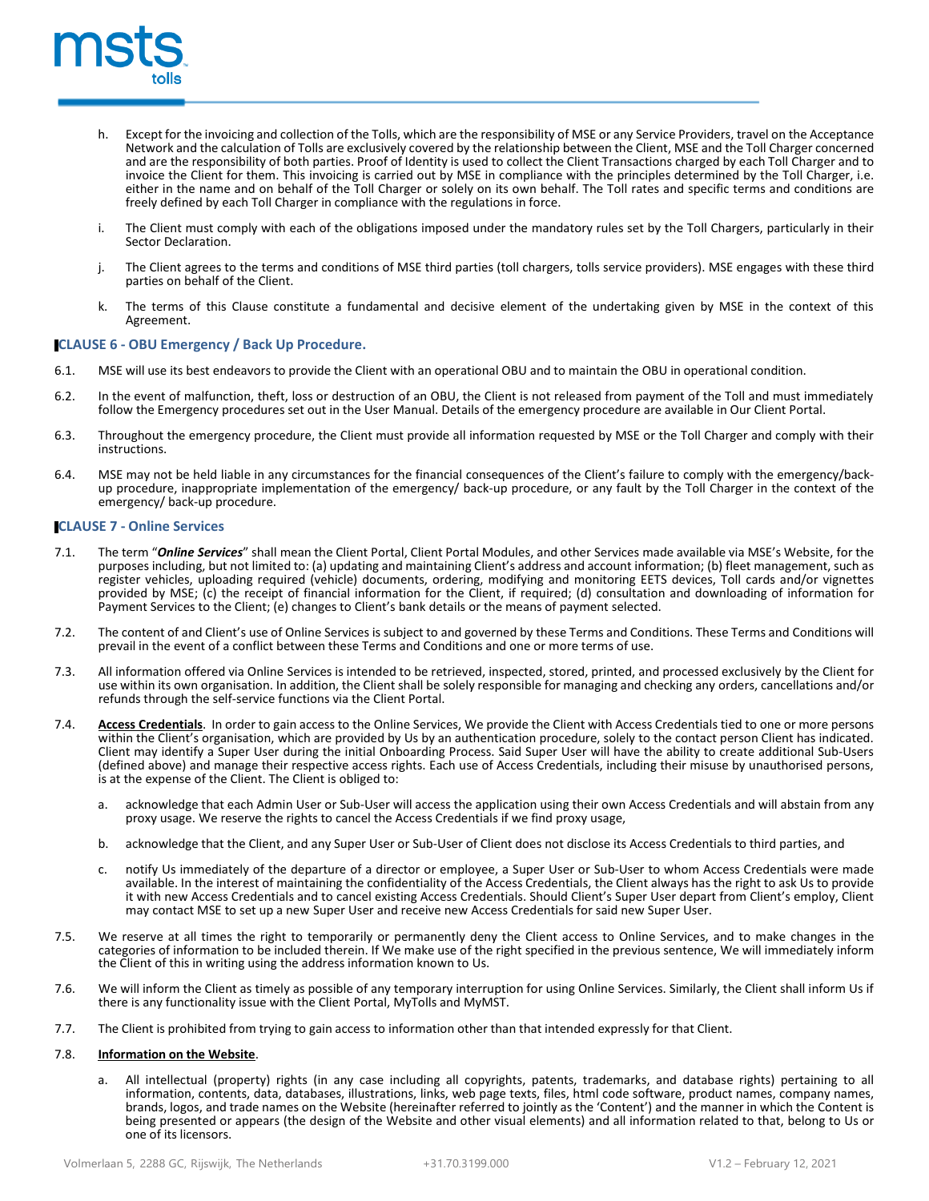h. Except for the invoicing and collection of the Tolls, which are the responsibility of MSE or any Service Providers, travel on the Acceptance Network and the calculation of Tolls are exclusively covered by the relationship between the Client, MSE and the Toll Charger concerned and are the responsibility of both parties. Proof of Identity is used to collect the Client Transactions charged by each Toll Charger and to invoice the Client for them. This invoicing is carried out by MSE in compliance with the principles determined by the Toll Charger, i.e. either in the name and on behalf of the Toll Charger or solely on its own behalf. The Toll rates and specific terms and conditions are freely defined by each Toll Charger in compliance with the regulations in force.

i. The Client must comply with each of the obligations imposed under the mandatory rules set by the Toll Chargers, particularly in their Sector Declaration.

j. The Client agrees to the terms and conditions of MSE third parties (toll chargers, tolls service providers). MSE engages with these third parties on behalf of the Client.

k. The terms of this Clause constitute a fundamental and decisive element of the undertaking given by MSE in the context of this Agreement.

## CLAUSE 6 - OBU Emergency / Back Up Procedure.

6.1. MSE will use its best endeavors to provide the Client with an operational OBU and to maintain the OBU in operational condition.

6.2. In the event of malfunction, theft, loss or destruction of an OBU, the Client is not released from payment of the Toll and must immediately follow the Emergency procedures set out in the User Manual. Details of the emergency procedure are available in Our Client Portal.

6.3. Throughout the emergency procedure, the Client must provide all information requested by MSE or the Toll Charger and comply with their instructions.

6.4. MSE may not be held liable in any circumstances for the financial consequences of the Client's failure to comply with the emergency/back-up procedure, inappropriate implementation of the emergency/ back-up procedure, or any fault by the Toll Charger in the context of the emergency/ back-up procedure.

## CLAUSE 7 - Online Services

7.1. The term "***Online Services***" shall mean the Client Portal, Client Portal Modules, and other Services made available via MSE's Website, for the purposes including, but not limited to: (a) updating and maintaining Client's address and account information; (b) fleet management, such as register vehicles, uploading required (vehicle) documents, ordering, modifying and monitoring EETS devices, Toll cards and/or vignettes provided by MSE; (c) the receipt of financial information for the Client, if required; (d) consultation and downloading of information for Payment Services to the Client; (e) changes to Client's bank details or the means of payment selected.

7.2. The content of and Client's use of Online Services is subject to and governed by these Terms and Conditions. These Terms and Conditions will prevail in the event of a conflict between these Terms and Conditions and one or more terms of use.

7.3. All information offered via Online Services is intended to be retrieved, inspected, stored, printed, and processed exclusively by the Client for use within its own organisation. In addition, the Client shall be solely responsible for managing and checking any orders, cancellations and/or refunds through the self-service functions via the Client Portal.

7.4. **Access Credentials**. In order to gain access to the Online Services, We provide the Client with Access Credentials tied to one or more persons within the Client's organisation, which are provided by Us by an authentication procedure, solely to the contact person Client has indicated. Client may identify a Super User during the initial Onboarding Process. Said Super User will have the ability to create additional Sub-Users (defined above) and manage their respective access rights. Each use of Access Credentials, including their misuse by unauthorised persons, is at the expense of the Client. The Client is obliged to:

a. acknowledge that each Admin User or Sub-User will access the application using their own Access Credentials and will abstain from any proxy usage. We reserve the rights to cancel the Access Credentials if we find proxy usage,

b. acknowledge that the Client, and any Super User or Sub-User of Client does not disclose its Access Credentials to third parties, and

c. notify Us immediately of the departure of a director or employee, a Super User or Sub-User to whom Access Credentials were made available. In the interest of maintaining the confidentiality of the Access Credentials, the Client always has the right to ask Us to provide it with new Access Credentials and to cancel existing Access Credentials. Should Client's Super User depart from Client's employ, Client may contact MSE to set up a new Super User and receive new Access Credentials for said new Super User.

7.5. We reserve at all times the right to temporarily or permanently deny the Client access to Online Services, and to make changes in the categories of information to be included therein. If We make use of the right specified in the previous sentence, We will immediately inform the Client of this in writing using the address information known to Us.

7.6. We will inform the Client as timely as possible of any temporary interruption for using Online Services. Similarly, the Client shall inform Us if there is any functionality issue with the Client Portal, MyTolls and MyMST.

7.7. The Client is prohibited from trying to gain access to information other than that intended expressly for that Client.

7.8. **Information on the Website**.

a. All intellectual (property) rights (in any case including all copyrights, patents, trademarks, and database rights) pertaining to all information, contents, data, databases, illustrations, links, web page texts, files, html code software, product names, company names, brands, logos, and trade names on the Website (hereinafter referred to jointly as the 'Content') and the manner in which the Content is being presented or appears (the design of the Website and other visual elements) and all information related to that, belong to Us or one of its licensors.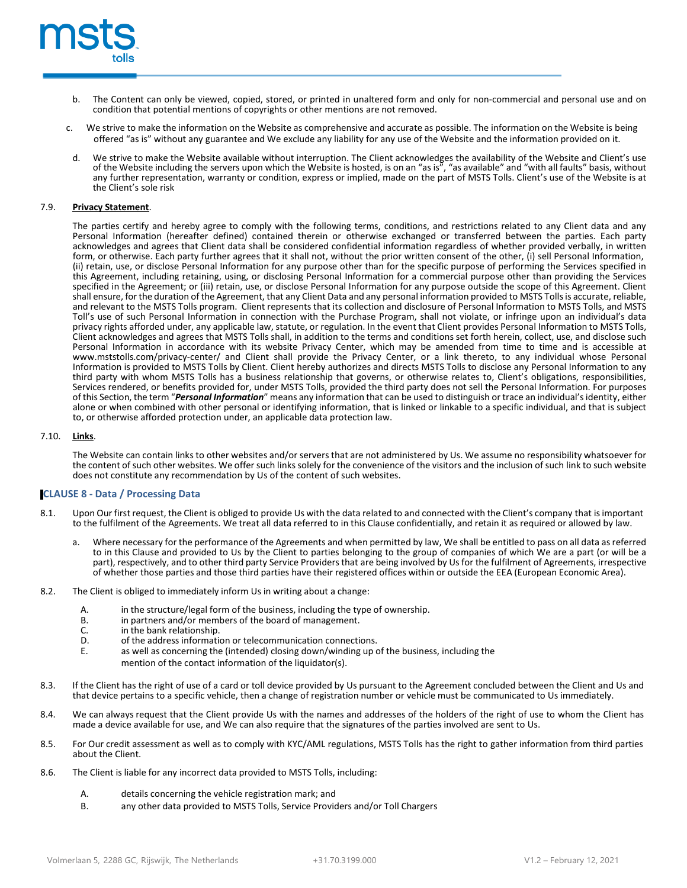b. The Content can only be viewed, copied, stored, or printed in unaltered form and only for non-commercial and personal use and on condition that potential mentions of copyrights or other mentions are not removed.

c. We strive to make the information on the Website as comprehensive and accurate as possible. The information on the Website is being offered "as is" without any guarantee and We exclude any liability for any use of the Website and the information provided on it.

d. We strive to make the Website available without interruption. The Client acknowledges the availability of the Website and Client's use of the Website including the servers upon which the Website is hosted, is on an "as is", "as available" and "with all faults" basis, without any further representation, warranty or condition, express or implied, made on the part of MSTS Tolls. Client's use of the Website is at the Client's sole risk

7.9. **Privacy Statement**.

The parties certify and hereby agree to comply with the following terms, conditions, and restrictions related to any Client data and any Personal Information (hereafter defined) contained therein or otherwise exchanged or transferred between the parties. Each party acknowledges and agrees that Client data shall be considered confidential information regardless of whether provided verbally, in written form, or otherwise. Each party further agrees that it shall not, without the prior written consent of the other, (i) sell Personal Information, (ii) retain, use, or disclose Personal Information for any purpose other than for the specific purpose of performing the Services specified in this Agreement, including retaining, using, or disclosing Personal Information for a commercial purpose other than providing the Services specified in the Agreement; or (iii) retain, use, or disclose Personal Information for any purpose outside the scope of this Agreement. Client shall ensure, for the duration of the Agreement, that any Client Data and any personal information provided to MSTS Tolls is accurate, reliable, and relevant to the MSTS Tolls program. Client represents that its collection and disclosure of Personal Information to MSTS Tolls, and MSTS Toll's use of such Personal Information in connection with the Purchase Program, shall not violate, or infringe upon an individual's data privacy rights afforded under, any applicable law, statute, or regulation. In the event that Client provides Personal Information to MSTS Tolls, Client acknowledges and agrees that MSTS Tolls shall, in addition to the terms and conditions set forth herein, collect, use, and disclose such Personal Information in accordance with its website Privacy Center, which may be amended from time to time and is accessible at www.mststolls.com/privacy-center/ and Client shall provide the Privacy Center, or a link thereto, to any individual whose Personal Information is provided to MSTS Tolls by Client. Client hereby authorizes and directs MSTS Tolls to disclose any Personal Information to any third party with whom MSTS Tolls has a business relationship that governs, or otherwise relates to, Client's obligations, responsibilities, Services rendered, or benefits provided for, under MSTS Tolls, provided the third party does not sell the Personal Information. For purposes of this Section, the term "***Personal Information***" means any information that can be used to distinguish or trace an individual's identity, either alone or when combined with other personal or identifying information, that is linked or linkable to a specific individual, and that is subject to, or otherwise afforded protection under, an applicable data protection law.

7.10. **Links**.

The Website can contain links to other websites and/or servers that are not administered by Us. We assume no responsibility whatsoever for the content of such other websites. We offer such links solely for the convenience of the visitors and the inclusion of such link to such website does not constitute any recommendation by Us of the content of such websites.

## CLAUSE 8 - Data / Processing Data

8.1. Upon Our first request, the Client is obliged to provide Us with the data related to and connected with the Client's company that is important to the fulfilment of the Agreements. We treat all data referred to in this Clause confidentially, and retain it as required or allowed by law.

a. Where necessary for the performance of the Agreements and when permitted by law, We shall be entitled to pass on all data as referred to in this Clause and provided to Us by the Client to parties belonging to the group of companies of which We are a part (or will be a part), respectively, and to other third party Service Providers that are being involved by Us for the fulfilment of Agreements, irrespective of whether those parties and those third parties have their registered offices within or outside the EEA (European Economic Area).

8.2. The Client is obliged to immediately inform Us in writing about a change:

A. in the structure/legal form of the business, including the type of ownership.
B. in partners and/or members of the board of management.
C. in the bank relationship.
D. of the address information or telecommunication connections.
E. as well as concerning the (intended) closing down/winding up of the business, including the mention of the contact information of the liquidator(s).

8.3. If the Client has the right of use of a card or toll device provided by Us pursuant to the Agreement concluded between the Client and Us and that device pertains to a specific vehicle, then a change of registration number or vehicle must be communicated to Us immediately.

8.4. We can always request that the Client provide Us with the names and addresses of the holders of the right of use to whom the Client has made a device available for use, and We can also require that the signatures of the parties involved are sent to Us.

8.5. For Our credit assessment as well as to comply with KYC/AML regulations, MSTS Tolls has the right to gather information from third parties about the Client.

8.6. The Client is liable for any incorrect data provided to MSTS Tolls, including:

A. details concerning the vehicle registration mark; and
B. any other data provided to MSTS Tolls, Service Providers and/or Toll Chargers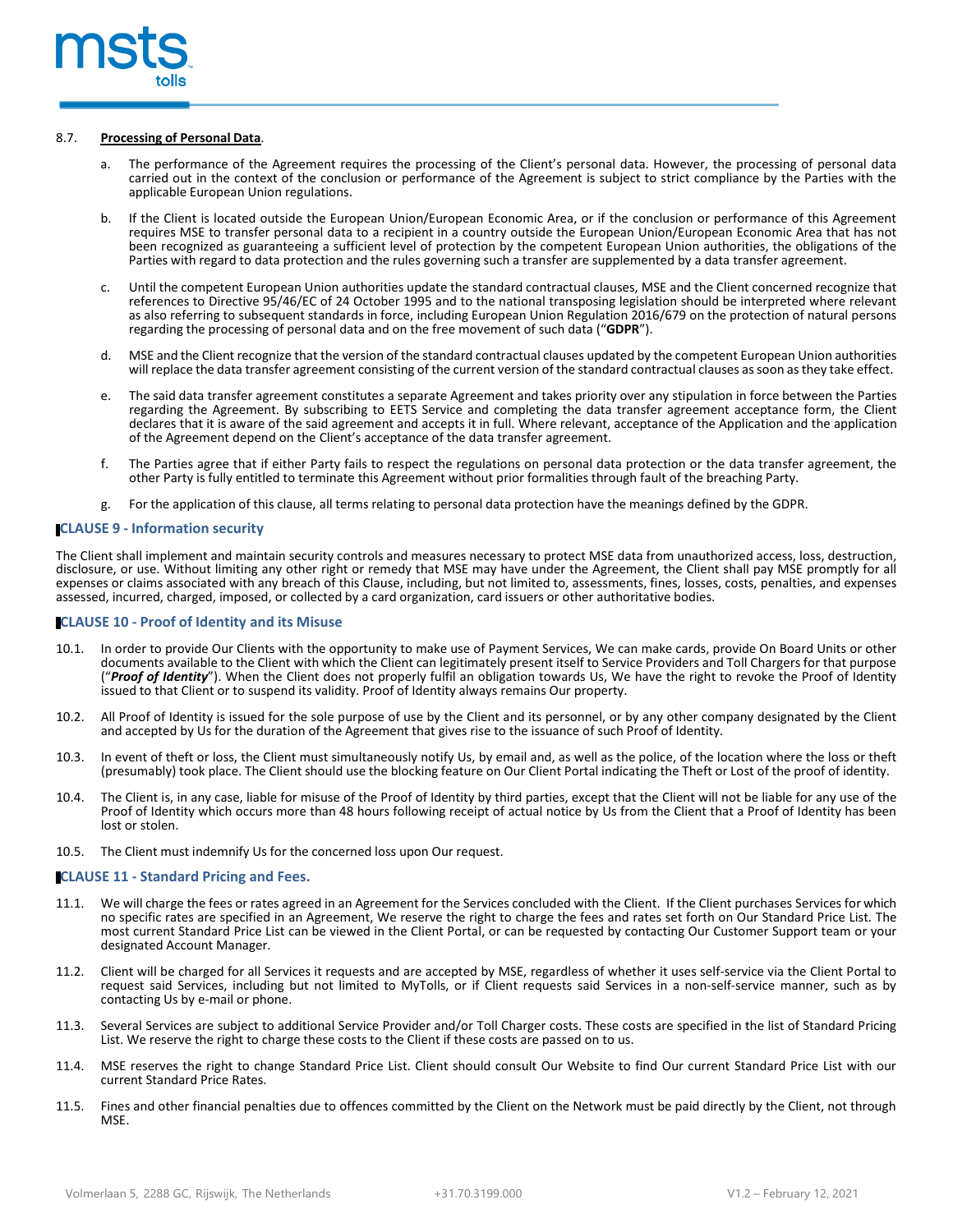8.7. **Processing of Personal Data**.

a. The performance of the Agreement requires the processing of the Client's personal data. However, the processing of personal data carried out in the context of the conclusion or performance of the Agreement is subject to strict compliance by the Parties with the applicable European Union regulations.

b. If the Client is located outside the European Union/European Economic Area, or if the conclusion or performance of this Agreement requires MSE to transfer personal data to a recipient in a country outside the European Union/European Economic Area that has not been recognized as guaranteeing a sufficient level of protection by the competent European Union authorities, the obligations of the Parties with regard to data protection and the rules governing such a transfer are supplemented by a data transfer agreement.

c. Until the competent European Union authorities update the standard contractual clauses, MSE and the Client concerned recognize that references to Directive 95/46/EC of 24 October 1995 and to the national transposing legislation should be interpreted where relevant as also referring to subsequent standards in force, including European Union Regulation 2016/679 on the protection of natural persons regarding the processing of personal data and on the free movement of such data ("**GDPR**").

d. MSE and the Client recognize that the version of the standard contractual clauses updated by the competent European Union authorities will replace the data transfer agreement consisting of the current version of the standard contractual clauses as soon as they take effect.

e. The said data transfer agreement constitutes a separate Agreement and takes priority over any stipulation in force between the Parties regarding the Agreement. By subscribing to EETS Service and completing the data transfer agreement acceptance form, the Client declares that it is aware of the said agreement and accepts it in full. Where relevant, acceptance of the Application and the application of the Agreement depend on the Client's acceptance of the data transfer agreement.

f. The Parties agree that if either Party fails to respect the regulations on personal data protection or the data transfer agreement, the other Party is fully entitled to terminate this Agreement without prior formalities through fault of the breaching Party.

g. For the application of this clause, all terms relating to personal data protection have the meanings defined by the GDPR.

## CLAUSE 9 - Information security

The Client shall implement and maintain security controls and measures necessary to protect MSE data from unauthorized access, loss, destruction, disclosure, or use. Without limiting any other right or remedy that MSE may have under the Agreement, the Client shall pay MSE promptly for all expenses or claims associated with any breach of this Clause, including, but not limited to, assessments, fines, losses, costs, penalties, and expenses assessed, incurred, charged, imposed, or collected by a card organization, card issuers or other authoritative bodies.

## CLAUSE 10 - Proof of Identity and its Misuse

10.1. In order to provide Our Clients with the opportunity to make use of Payment Services, We can make cards, provide On Board Units or other documents available to the Client with which the Client can legitimately present itself to Service Providers and Toll Chargers for that purpose ("***Proof of Identity***"). When the Client does not properly fulfil an obligation towards Us, We have the right to revoke the Proof of Identity issued to that Client or to suspend its validity. Proof of Identity always remains Our property.

10.2. All Proof of Identity is issued for the sole purpose of use by the Client and its personnel, or by any other company designated by the Client and accepted by Us for the duration of the Agreement that gives rise to the issuance of such Proof of Identity.

10.3. In event of theft or loss, the Client must simultaneously notify Us, by email and, as well as the police, of the location where the loss or theft (presumably) took place. The Client should use the blocking feature on Our Client Portal indicating the Theft or Lost of the proof of identity.

10.4. The Client is, in any case, liable for misuse of the Proof of Identity by third parties, except that the Client will not be liable for any use of the Proof of Identity which occurs more than 48 hours following receipt of actual notice by Us from the Client that a Proof of Identity has been lost or stolen.

10.5. The Client must indemnify Us for the concerned loss upon Our request.

## CLAUSE 11 - Standard Pricing and Fees.

11.1. We will charge the fees or rates agreed in an Agreement for the Services concluded with the Client. If the Client purchases Services for which no specific rates are specified in an Agreement, We reserve the right to charge the fees and rates set forth on Our Standard Price List. The most current Standard Price List can be viewed in the Client Portal, or can be requested by contacting Our Customer Support team or your designated Account Manager.

11.2. Client will be charged for all Services it requests and are accepted by MSE, regardless of whether it uses self-service via the Client Portal to request said Services, including but not limited to MyTolls, or if Client requests said Services in a non-self-service manner, such as by contacting Us by e-mail or phone.

11.3. Several Services are subject to additional Service Provider and/or Toll Charger costs. These costs are specified in the list of Standard Pricing List. We reserves the right to charge these costs to the Client if these costs are passed on to us.

11.4. MSE reserves the right to change Standard Price List. Client should consult Our Website to find Our current Standard Price List with our current Standard Price Rates.

11.5. Fines and other financial penalties due to offences committed by the Client on the Network must be paid directly by the Client, not through MSE.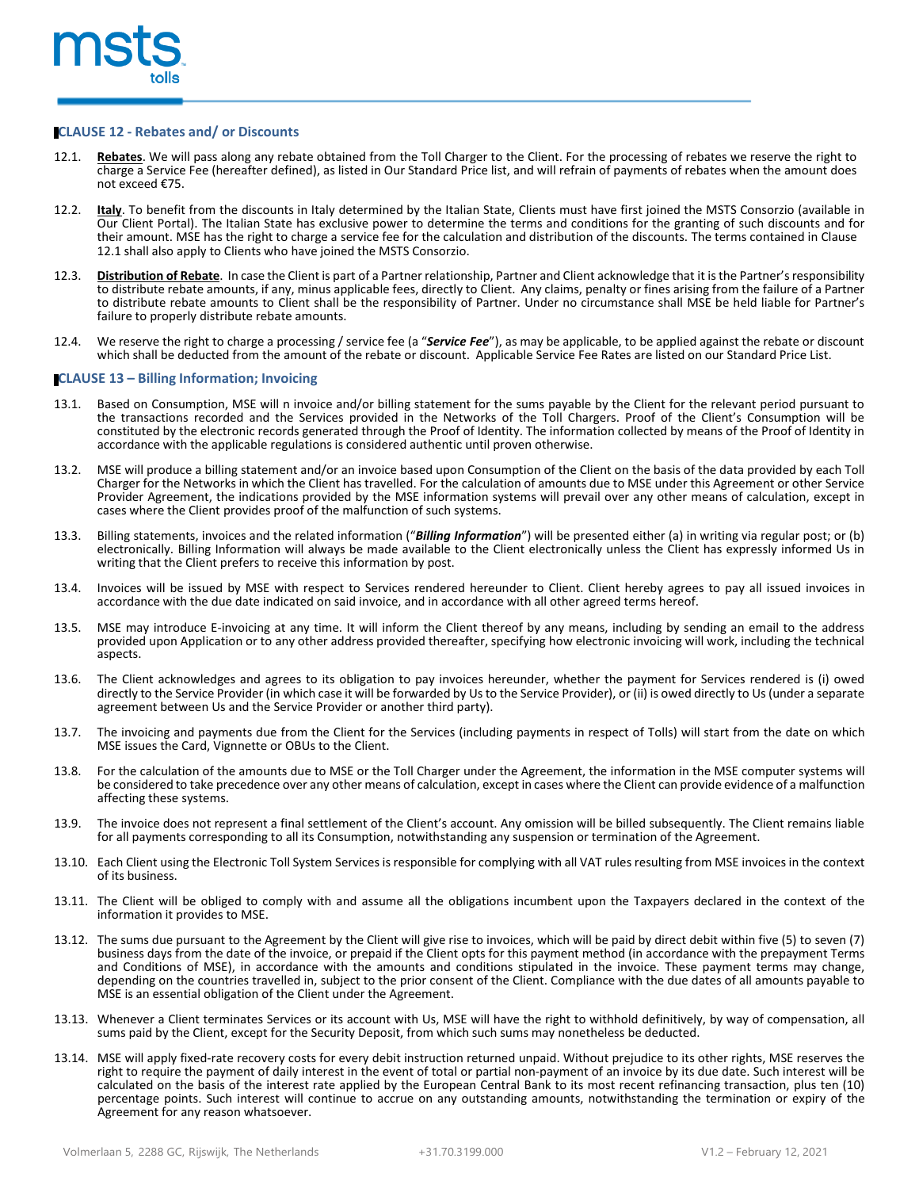## CLAUSE 12 - Rebates and/ or Discounts

12.1. **Rebates**. We will pass along any rebate obtained from the Toll Charger to the Client. For the processing of rebates we reserve the right to charge a Service Fee (hereafter defined), as listed in Our Standard Price list, and will refrain of payments of rebates when the amount does not exceed €75.

12.2. **Italy**. To benefit from the discounts in Italy determined by the Italian State, Clients must have first joined the MSTS Consorzio (available in Our Client Portal). The Italian State has exclusive power to determine the terms and conditions for the granting of such discounts and for their amount. MSE has the right to charge a service fee for the calculation and distribution of the discounts. The terms contained in Clause 12.1 shall also apply to Clients who have joined the MSTS Consorzio.

12.3. **Distribution of Rebate**. In case the Client is part of a Partner relationship, Partner and Client acknowledge that it is the Partner's responsibility to distribute rebate amounts, if any, minus applicable fees, directly to Client. Any claims, penalty or fines arising from the failure of a Partner to distribute rebate amounts to Client shall be the responsibility of Partner. Under no circumstance shall MSE be held liable for Partner's failure to properly distribute rebate amounts.

12.4. We reserve the right to charge a processing / service fee (a "***Service Fee***"), as may be applicable, to be applied against the rebate or discount which shall be deducted from the amount of the rebate or discount. Applicable Service Fee Rates are listed on our Standard Price List.

## CLAUSE 13 – Billing Information; Invoicing

13.1. Based on Consumption, MSE will n invoice and/or billing statement for the sums payable by the Client for the relevant period pursuant to the transactions recorded and the Services provided in the Networks of the Toll Chargers. Proof of the Client's Consumption will be constituted by the electronic records generated through the Proof of Identity. The information collected by means of the Proof of Identity in accordance with the applicable regulations is considered authentic until proven otherwise.

13.2. MSE will produce a billing statement and/or an invoice based upon Consumption of the Client on the basis of the data provided by each Toll Charger for the Networks in which the Client has travelled. For the calculation of amounts due to MSE under this Agreement or other Service Provider Agreement, the indications provided by the MSE information systems will prevail over any other means of calculation, except in cases where the Client provides proof of the malfunction of such systems.

13.3. Billing statements, invoices and the related information ("***Billing Information***") will be presented either (a) in writing via regular post; or (b) electronically. Billing Information will always be made available to the Client electronically unless the Client has expressly informed Us in writing that the Client prefers to receive this information by post.

13.4. Invoices will be issued by MSE with respect to Services rendered hereunder to Client. Client hereby agrees to pay all issued invoices in accordance with the due date indicated on said invoice, and in accordance with all other agreed terms hereof.

13.5. MSE may introduce E-invoicing at any time. It will inform the Client thereof by any means, including by sending an email to the address provided upon Application or to any other address provided thereafter, specifying how electronic invoicing will work, including the technical aspects.

13.6. The Client acknowledges and agrees to its obligation to pay invoices hereunder, whether the payment for Services rendered is (i) owed directly to the Service Provider (in which case it will be forwarded by Us to the Service Provider), or (ii) is owed directly to Us (under a separate agreement between Us and the Service Provider or another third party).

13.7. The invoicing and payments due from the Client for the Services (including payments in respect of Tolls) will start from the date on which MSE issues the Card, Vignnette or OBUs to the Client.

13.8. For the calculation of the amounts due to MSE or the Toll Charger under the Agreement, the information in the MSE computer systems will be considered to take precedence over any other means of calculation, except in cases where the Client can provide evidence of a malfunction affecting these systems.

13.9. The invoice does not represent a final settlement of the Client's account. Any omission will be billed subsequently. The Client remains liable for all payments corresponding to all its Consumption, notwithstanding any suspension or termination of the Agreement.

13.10. Each Client using the Electronic Toll System Services is responsible for complying with all VAT rules resulting from MSE invoices in the context of its business.

13.11. The Client will be obliged to comply with and assume all the obligations incumbent upon the Taxpayers declared in the context of the information it provides to MSE.

13.12. The sums due pursuant to the Agreement by the Client will give rise to invoices, which will be paid by direct debit within five (5) to seven (7) business days from the date of the invoice, or prepaid if the Client opts for this payment method (in accordance with the prepayment Terms and Conditions of MSE), in accordance with the amounts and conditions stipulated in the invoice. These payment terms may change, depending on the countries travelled in, subject to the prior consent of the Client. Compliance with the due dates of all amounts payable to MSE is an essential obligation of the Client under the Agreement.

13.13. Whenever a Client terminates Services or its account with Us, MSE will have the right to withhold definitively, by way of compensation, all sums paid by the Client, except for the Security Deposit, from which such sums may nonetheless be deducted.

13.14. MSE will apply fixed-rate recovery costs for every debit instruction returned unpaid. Without prejudice to its other rights, MSE reserves the right to require the payment of daily interest in the event of total or partial non-payment of an invoice by its due date. Such interest will be calculated on the basis of the interest rate applied by the European Central Bank to its most recent refinancing transaction, plus ten (10) percentage points. Such interest will continue to accrue on any outstanding amounts, notwithstanding the termination or expiry of the Agreement for any reason whatsoever.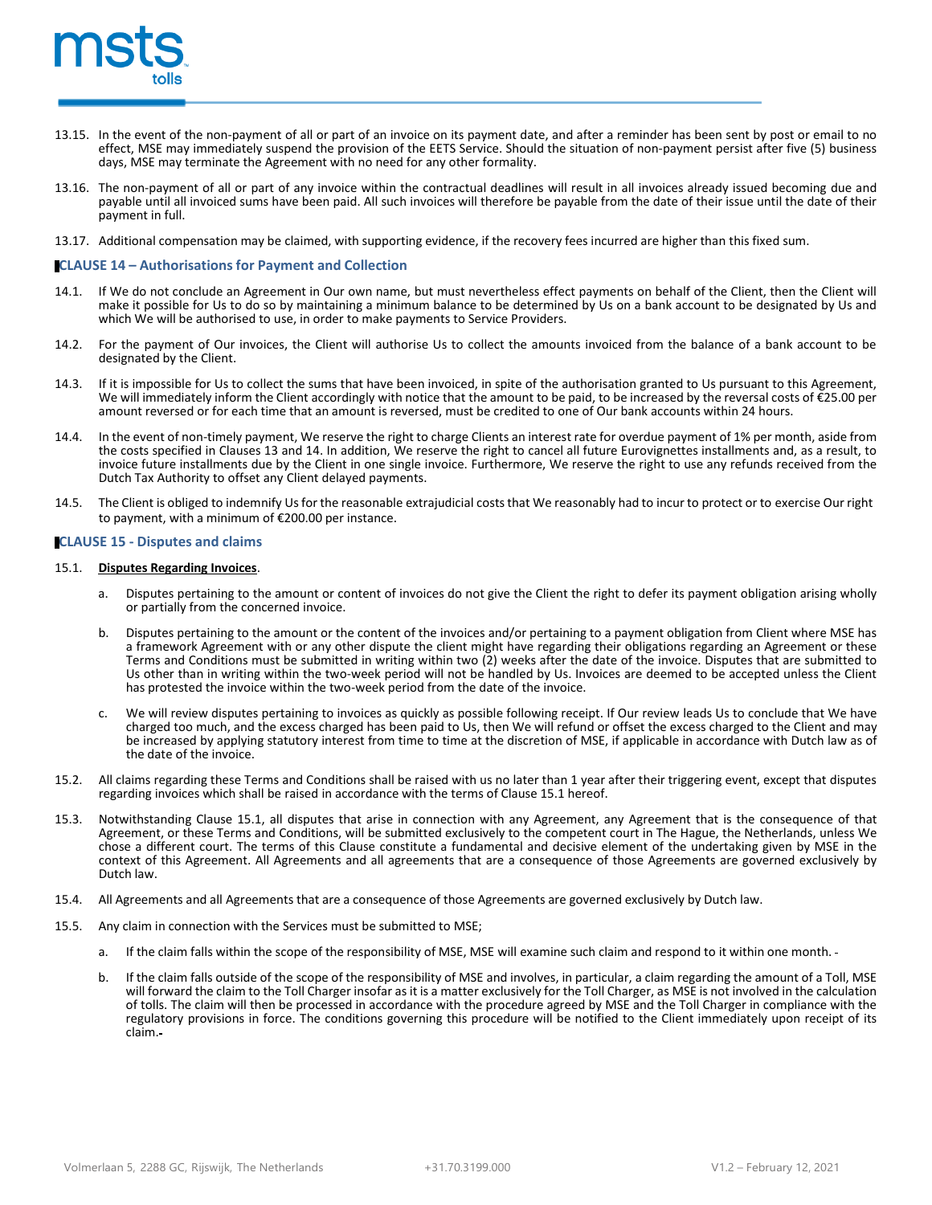13.15. In the event of the non-payment of all or part of an invoice on its payment date, and after a reminder has been sent by post or email to no effect, MSE may immediately suspend the provision of the EETS Service. Should the situation of non-payment persist after five (5) business days, MSE may terminate the Agreement with no need for any other formality.

13.16. The non-payment of all or part of any invoice within the contractual deadlines will result in all invoices already issued becoming due and payable until all invoiced sums have been paid. All such invoices will therefore be payable from the date of their issue until the date of their payment in full.

13.17. Additional compensation may be claimed, with supporting evidence, if the recovery fees incurred are higher than this fixed sum.

## CLAUSE 14 – Authorisations for Payment and Collection

14.1. If We do not conclude an Agreement in Our own name, but must nevertheless effect payments on behalf of the Client, then the Client will make it possible for Us to do so by maintaining a minimum balance to be determined by Us on a bank account to be designated by Us and which We will be authorised to use, in order to make payments to Service Providers.

14.2. For the payment of Our invoices, the Client will authorise Us to collect the amounts invoiced from the balance of a bank account to be designated by the Client.

14.3. If it is impossible for Us to collect the sums that have been invoiced, in spite of the authorisation granted to Us pursuant to this Agreement, We will immediately inform the Client accordingly with notice that the amount to be paid, to be increased by the reversal costs of €25.00 per amount reversed or for each time that an amount is reversed, must be credited to one of Our bank accounts within 24 hours.

14.4. In the event of non-timely payment, We reserve the right to charge Clients an interest rate for overdue payment of 1% per month, aside from the costs specified in Clauses 13 and 14. In addition, We reserve the right to cancel all future Eurovignettes installments and, as a result, to invoice future installments due by the Client in one single invoice. Furthermore, We reserve the right to use any refunds received from the Dutch Tax Authority to offset any Client delayed payments.

14.5. The Client is obliged to indemnify Us for the reasonable extrajudicial costs that We reasonably had to incur to protect or to exercise Our right to payment, with a minimum of €200.00 per instance.

## CLAUSE 15 - Disputes and claims

15.1. **Disputes Regarding Invoices**.

a. Disputes pertaining to the amount or content of invoices do not give the Client the right to defer its payment obligation arising wholly or partially from the concerned invoice.

b. Disputes pertaining to the amount or the content of the invoices and/or pertaining to a payment obligation from Client where MSE has a framework Agreement with or any other dispute the client might have regarding their obligations regarding an Agreement or these Terms and Conditions must be submitted in writing within two (2) weeks after the date of the invoice. Disputes that are submitted to Us other than in writing within the two-week period will not be handled by Us. Invoices are deemed to be accepted unless the Client has protested the invoice within the two-week period from the date of the invoice.

c. We will review disputes pertaining to invoices as quickly as possible following receipt. If Our review leads Us to conclude that We have charged too much, and the excess charged has been paid to Us, then We will refund or offset the excess charged to the Client and may be increased by applying statutory interest from time to time at the discretion of MSE, if applicable in accordance with Dutch law as of the date of the invoice.

15.2. All claims regarding these Terms and Conditions shall be raised with us no later than 1 year after their triggering event, except that disputes regarding invoices which shall be raised in accordance with the terms of Clause 15.1 hereof.

15.3. Notwithstanding Clause 15.1, all disputes that arise in connection with any Agreement, any Agreement that is the consequence of that Agreement, or these Terms and Conditions, will be submitted exclusively to the competent court in The Hague, the Netherlands, unless We chose a different court. The terms of this Clause constitute a fundamental and decisive element of the undertaking given by MSE in the context of this Agreement. All Agreements and all agreements that are a consequence of those Agreements are governed exclusively by Dutch law.

15.4. All Agreements and all Agreements that are a consequence of those Agreements are governed exclusively by Dutch law.

15.5. Any claim in connection with the Services must be submitted to MSE;

a. If the claim falls within the scope of the responsibility of MSE, MSE will examine such claim and respond to it within one month.

b. If the claim falls outside of the scope of the responsibility of MSE and involves, in particular, a claim regarding the amount of a Toll, MSE will forward the claim to the Toll Charger insofar as it is a matter exclusively for the Toll Charger, as MSE is not involved in the calculation of tolls. The claim will then be processed in accordance with the procedure agreed by MSE and the Toll Charger in compliance with the regulatory provisions in force. The conditions governing this procedure will be notified to the Client immediately upon receipt of its claim.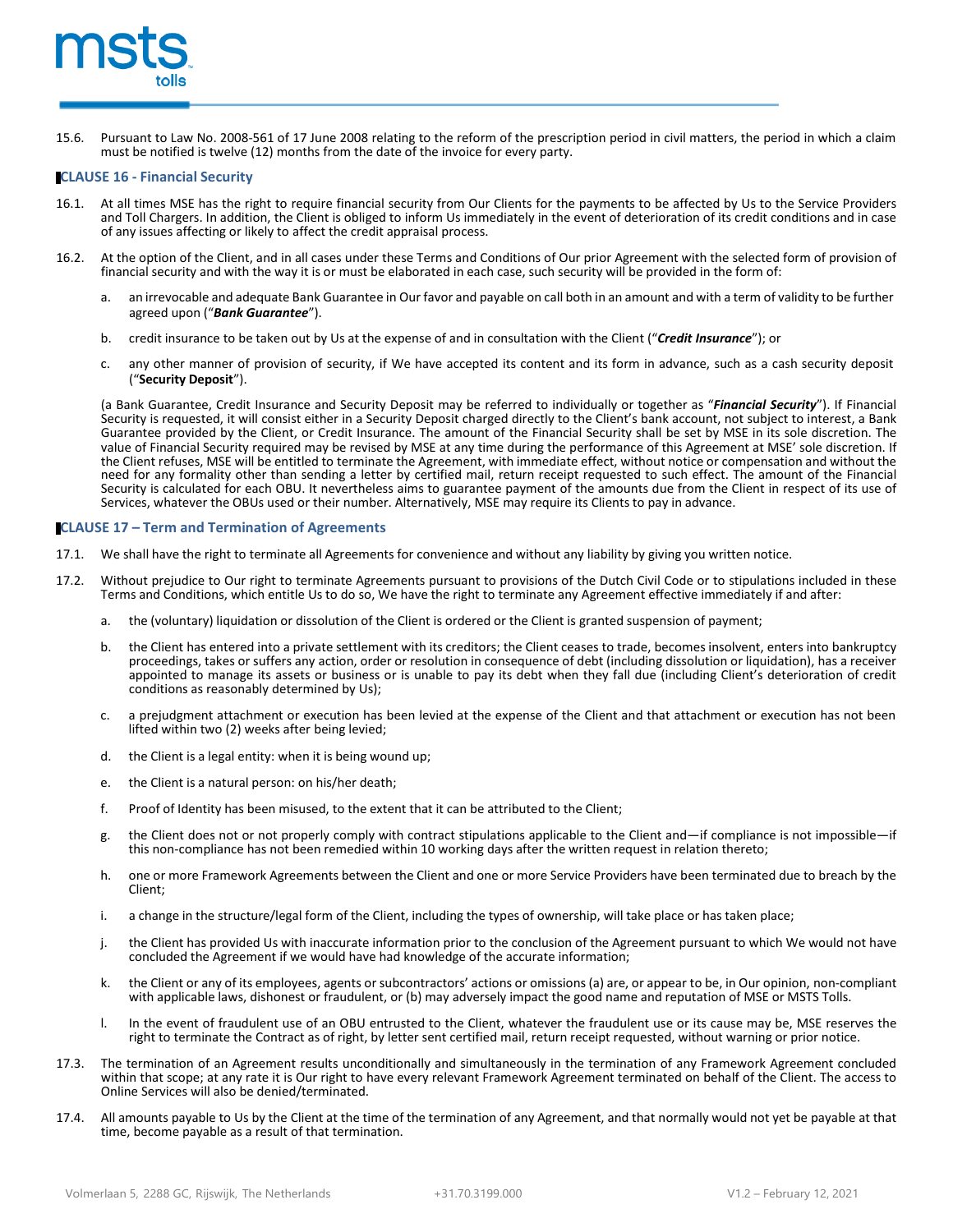15.6. Pursuant to Law No. 2008-561 of 17 June 2008 relating to the reform of the prescription period in civil matters, the period in which a claim must be notified is twelve (12) months from the date of the invoice for every party.

## CLAUSE 16 - Financial Security

16.1. At all times MSE has the right to require financial security from Our Clients for the payments to be affected by Us to the Service Providers and Toll Chargers. In addition, the Client is obliged to inform Us immediately in the event of deterioration of its credit conditions and in case of any issues affecting or likely to affect the credit appraisal process.

16.2. At the option of the Client, and in all cases under these Terms and Conditions of Our prior Agreement with the selected form of provision of financial security and with the way it is or must be elaborated in each case, such security will be provided in the form of:

a. an irrevocable and adequate Bank Guarantee in Our favor and payable on call both in an amount and with a term of validity to be further agreed upon ("***Bank Guarantee***").

b. credit insurance to be taken out by Us at the expense of and in consultation with the Client ("***Credit Insurance***"); or

c. any other manner of provision of security, if We have accepted its content and its form in advance, such as a cash security deposit ("**Security Deposit**").

(a Bank Guarantee, Credit Insurance and Security Deposit may be referred to individually or together as "***Financial Security***"). If Financial Security is requested, it will consist either in a Security Deposit charged directly to the Client's bank account, not subject to interest, a Bank Guarantee provided by the Client, or Credit Insurance. The amount of the Financial Security shall be set by MSE in its sole discretion. The value of Financial Security required may be revised by MSE at any time during the performance of this Agreement at MSE' sole discretion. If the Client refuses, MSE will be entitled to terminate the Agreement, with immediate effect, without notice or compensation and without the need for any formality other than sending a letter by certified mail, return receipt requested to such effect. The amount of the Financial Security is calculated for each OBU. It nevertheless aims to guarantee payment of the amounts due from the Client in respect of its use of Services, whatever the OBUs used or their number. Alternatively, MSE may require its Clients to pay in advance.

## CLAUSE 17 – Term and Termination of Agreements

17.1. We shall have the right to terminate all Agreements for convenience and without any liability by giving you written notice.

17.2. Without prejudice to Our right to terminate Agreements pursuant to provisions of the Dutch Civil Code or to stipulations included in these Terms and Conditions, which entitle Us to do so, We have the right to terminate any Agreement effective immediately if and after:

a. the (voluntary) liquidation or dissolution of the Client is ordered or the Client is granted suspension of payment;

b. the Client has entered into a private settlement with its creditors; the Client ceases to trade, becomes insolvent, enters into bankruptcy proceedings, takes or suffers any action, order or resolution in consequence of debt (including dissolution or liquidation), has a receiver appointed to manage its assets or business or is unable to pay its debt when they fall due (including Client's deterioration of credit conditions as reasonably determined by Us);

c. a prejudgment attachment or execution has been levied at the expense of the Client and that attachment or execution has not been lifted within two (2) weeks after being levied;

d. the Client is a legal entity: when it is being wound up;

e. the Client is a natural person: on his/her death;

f. Proof of Identity has been misused, to the extent that it can be attributed to the Client;

g. the Client does not or not properly comply with contract stipulations applicable to the Client and—if compliance is not impossible—if this non-compliance has not been remedied within 10 working days after the written request in relation thereto;

h. one or more Framework Agreements between the Client and one or more Service Providers have been terminated due to breach by the Client;

i. a change in the structure/legal form of the Client, including the types of ownership, will take place or has taken place;

j. the Client has provided Us with inaccurate information prior to the conclusion of the Agreement pursuant to which We would not have concluded the Agreement if we would have had knowledge of the accurate information;

k. the Client or any of its employees, agents or subcontractors' actions or omissions (a) are, or appear to be, in Our opinion, non-compliant with applicable laws, dishonest or fraudulent, or (b) may adversely impact the good name and reputation of MSE or MSTS Tolls.

l. In the event of fraudulent use of an OBU entrusted to the Client, whatever the fraudulent use or its cause may be, MSE reserves the right to terminate the Contract as of right, by letter sent certified mail, return receipt requested, without warning or prior notice.

17.3. The termination of an Agreement results unconditionally and simultaneously in the termination of any Framework Agreement concluded within that scope; at any rate it is Our right to have every relevant Framework Agreement terminated on behalf of the Client. The access to Online Services will also be denied/terminated.

17.4. All amounts payable to Us by the Client at the time of the termination of any Agreement, and that normally would not yet be payable at that time, become payable as a result of that termination.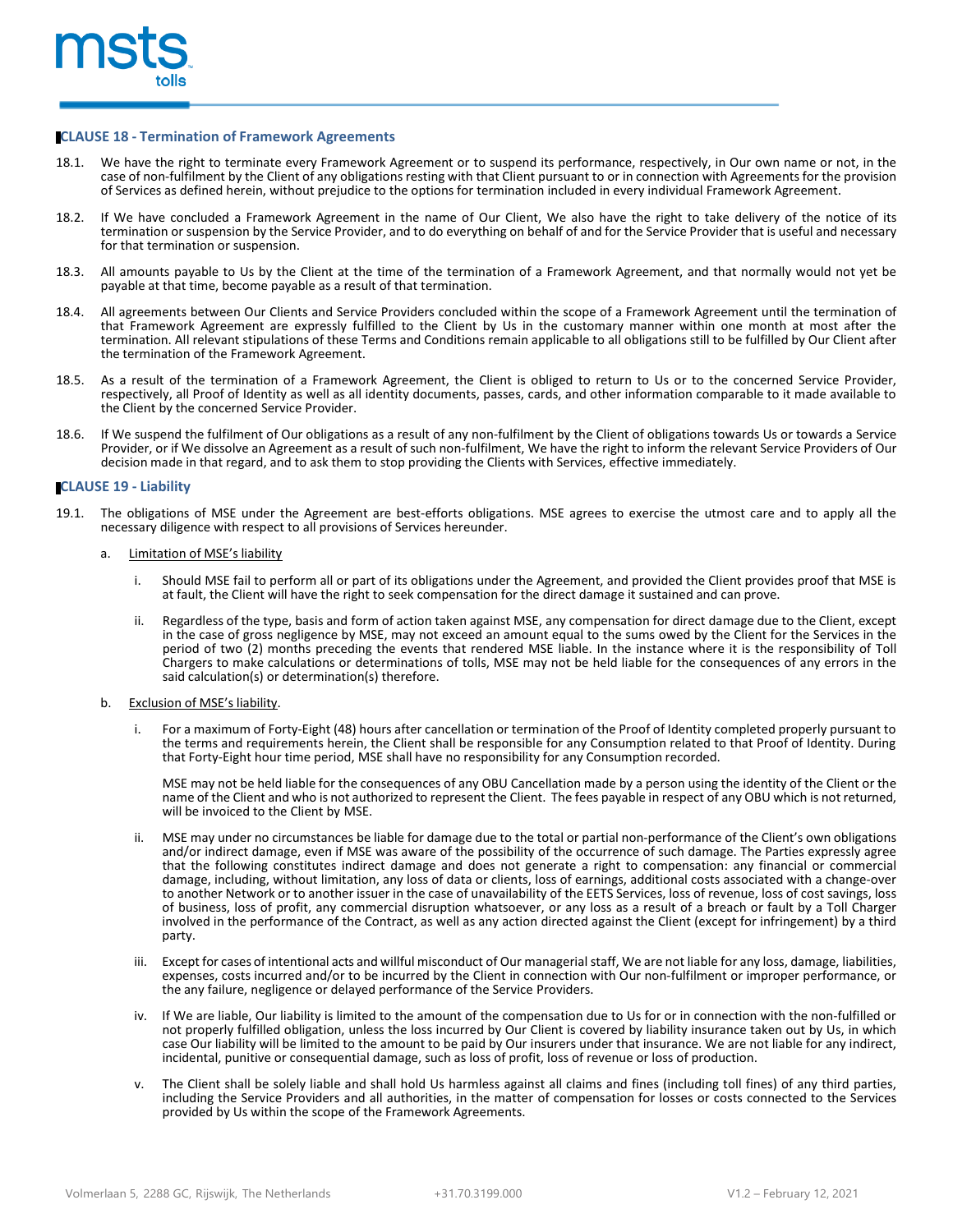## CLAUSE 18 - Termination of Framework Agreements

18.1. We have the right to terminate every Framework Agreement or to suspend its performance, respectively, in Our own name or not, in the case of non-fulfilment by the Client of any obligations resting with that Client pursuant to or in connection with Agreements for the provision of Services as defined herein, without prejudice to the options for termination included in every individual Framework Agreement.

18.2. If We have concluded a Framework Agreement in the name of Our Client, We also have the right to take delivery of the notice of its termination or suspension by the Service Provider, and to do everything on behalf of and for the Service Provider that is useful and necessary for that termination or suspension.

18.3. All amounts payable to Us by the Client at the time of the termination of a Framework Agreement, and that normally would not yet be payable at that time, become payable as a result of that termination.

18.4. All agreements between Our Clients and Service Providers concluded within the scope of a Framework Agreement until the termination of that Framework Agreement are expressly fulfilled to the Client by Us in the customary manner within one month at most after the termination. All relevant stipulations of these Terms and Conditions remain applicable to all obligations still to be fulfilled by Our Client after the termination of the Framework Agreement.

18.5. As a result of the termination of a Framework Agreement, the Client is obliged to return to Us or to the concerned Service Provider, respectively, all Proof of Identity as well as all identity documents, passes, cards, and other information comparable to it made available to the Client by the concerned Service Provider.

18.6. If We suspend the fulfilment of Our obligations as a result of any non-fulfilment by the Client of obligations towards Us or towards a Service Provider, or if We dissolve an Agreement as a result of such non-fulfilment, We have the right to inform the relevant Service Providers of Our decision made in that regard, and to ask them to stop providing the Clients with Services, effective immediately.

## CLAUSE 19 - Liability

19.1. The obligations of MSE under the Agreement are best-efforts obligations. MSE agrees to exercise the utmost care and to apply all the necessary diligence with respect to all provisions of Services hereunder.

a. Limitation of MSE's liability

i. Should MSE fail to perform all or part of its obligations under the Agreement, and provided the Client provides proof that MSE is at fault, the Client will have the right to seek compensation for the direct damage it sustained and can prove.

ii. Regardless of the type, basis and form of action taken against MSE, any compensation for direct damage due to the Client, except in the case of gross negligence by MSE, may not exceed an amount equal to the sums owed by the Client for the Services in the period of two (2) months preceding the events that rendered MSE liable. In the instance where it is the responsibility of Toll Chargers to make calculations or determinations of tolls, MSE may not be held liable for the consequences of any errors in the said calculation(s) or determination(s) therefore.

b. Exclusion of MSE's liability.

i. For a maximum of Forty-Eight (48) hours after cancellation or termination of the Proof of Identity completed properly pursuant to the terms and requirements herein, the Client shall be responsible for any Consumption related to that Proof of Identity. During that Forty-Eight hour time period, MSE shall have no responsibility for any Consumption recorded.

MSE may not be held liable for the consequences of any OBU Cancellation made by a person using the identity of the Client or the name of the Client and who is not authorized to represent the Client. The fees payable in respect of any OBU which is not returned, will be invoiced to the Client by MSE.

ii. MSE may under no circumstances be liable for damage due to the total or partial non-performance of the Client's own obligations and/or indirect damage, even if MSE was aware of the possibility of the occurrence of such damage. The Parties expressly agree that the following constitutes indirect damage and does not generate a right to compensation: any financial or commercial damage, including, without limitation, any loss of data or clients, loss of earnings, additional costs associated with a change-over to another Network or to another issuer in the case of unavailability of the EETS Services, loss of revenue, loss of cost savings, loss of business, loss of profit, any commercial disruption whatsoever, or any loss as a result of a breach or fault by a Toll Charger involved in the performance of the Contract, as well as any action directed against the Client (except for infringement) by a third party.

iii. Except for cases of intentional acts and willful misconduct of Our managerial staff, We are not liable for any loss, damage, liabilities, expenses, costs incurred and/or to be incurred by the Client in connection with Our non-fulfilment or improper performance, or the any failure, negligence or delayed performance of the Service Providers.

iv. If We are liable, Our liability is limited to the amount of the compensation due to Us for or in connection with the non-fulfilled or not properly fulfilled obligation, unless the loss incurred by Our Client is covered by liability insurance taken out by Us, in which case Our liability will be limited to the amount to be paid by Our insurers under that insurance. We are not liable for any indirect, incidental, punitive or consequential damage, such as loss of profit, loss of revenue or loss of production.

v. The Client shall be solely liable and shall hold Us harmless against all claims and fines (including toll fines) of any third parties, including the Service Providers and all authorities, in the matter of compensation for losses or costs connected to the Services provided by Us within the scope of the Framework Agreements.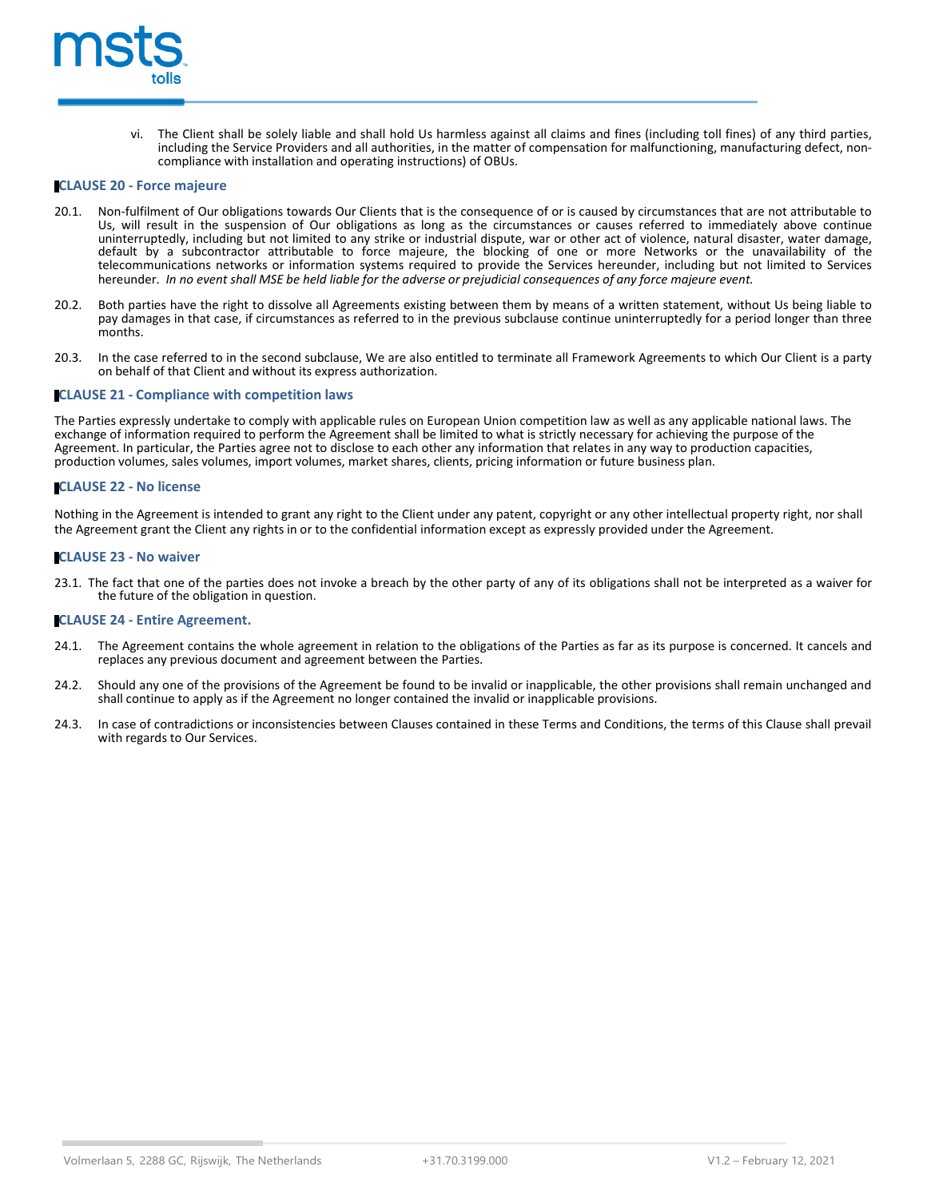vi. The Client shall be solely liable and shall hold Us harmless against all claims and fines (including toll fines) of any third parties, including the Service Providers and all authorities, in the matter of compensation for malfunctioning, manufacturing defect, non-compliance with installation and operating instructions) of OBUs.

## CLAUSE 20 - Force majeure

20.1. Non-fulfilment of Our obligations towards Our Clients that is the consequence of or is caused by circumstances that are not attributable to Us, will result in the suspension of Our obligations as long as the circumstances or causes referred to immediately above continue uninterruptedly, including but not limited to any strike or industrial dispute, war or other act of violence, natural disaster, water damage, default by a subcontractor attributable to force majeure, the blocking of one or more Networks or the unavailability of the telecommunications networks or information systems required to provide the Services hereunder, including but not limited to Services hereunder. *In no event shall MSE be held liable for the adverse or prejudicial consequences of any force majeure event.*

20.2. Both parties have the right to dissolve all Agreements existing between them by means of a written statement, without Us being liable to pay damages in that case, if circumstances as referred to in the previous subclause continue uninterruptedly for a period longer than three months.

20.3. In the case referred to in the second subclause, We are also entitled to terminate all Framework Agreements to which Our Client is a party on behalf of that Client and without its express authorization.

## CLAUSE 21 - Compliance with competition laws

The Parties expressly undertake to comply with applicable rules on European Union competition law as well as any applicable national laws. The exchange of information required to perform the Agreement shall be limited to what is strictly necessary for achieving the purpose of the Agreement. In particular, the Parties agree not to disclose to each other any information that relates in any way to production capacities, production volumes, sales volumes, import volumes, market shares, clients, pricing information or future business plan.

## CLAUSE 22 - No license

Nothing in the Agreement is intended to grant any right to the Client under any patent, copyright or any other intellectual property right, nor shall the Agreement grant the Client any rights in or to the confidential information except as expressly provided under the Agreement.

## CLAUSE 23 - No waiver

23.1. The fact that one of the parties does not invoke a breach by the other party of any of its obligations shall not be interpreted as a waiver for the future of the obligation in question.

## CLAUSE 24 - Entire Agreement.

24.1. The Agreement contains the whole agreement in relation to the obligations of the Parties as far as its purpose is concerned. It cancels and replaces any previous document and agreement between the Parties.

24.2. Should any one of the provisions of the Agreement be found to be invalid or inapplicable, the other provisions shall remain unchanged and shall continue to apply as if the Agreement no longer contained the invalid or inapplicable provisions.

24.3. In case of contradictions or inconsistencies between Clauses contained in these Terms and Conditions, the terms of this Clause shall prevail with regards to Our Services.